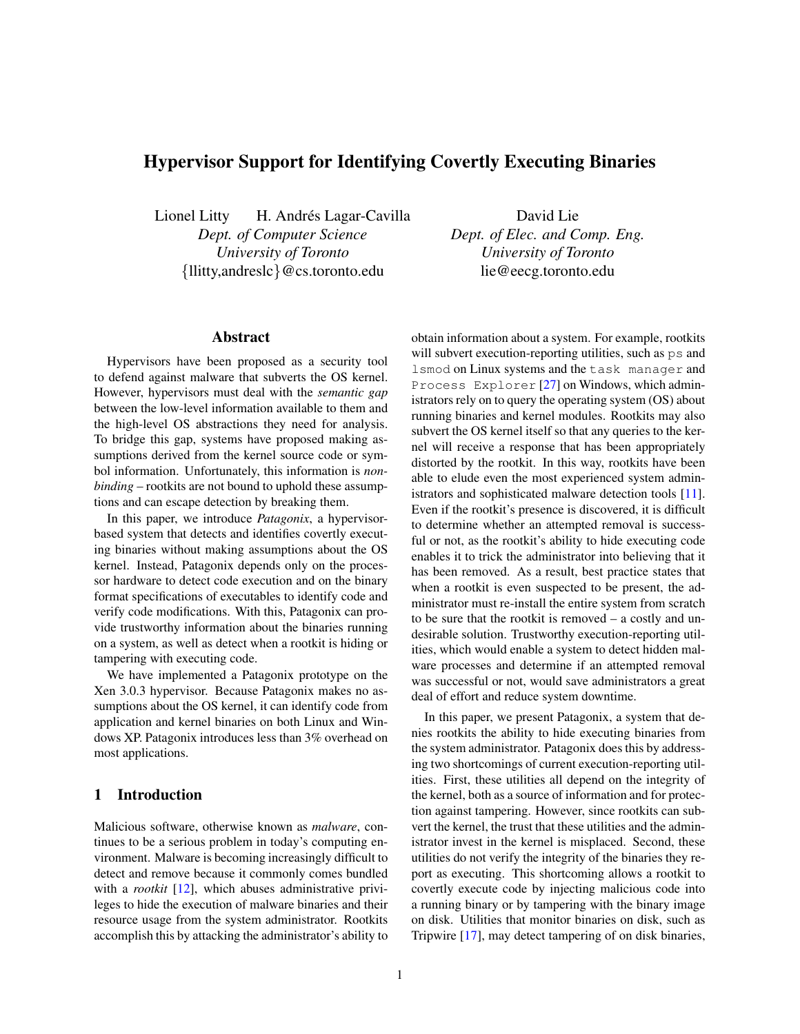# Hypervisor Support for Identifying Covertly Executing Binaries

Lionel Litty    H. Andrés Lagar-Cavilla
*Dept. of Computer Science*
*University of Toronto*
{llitty,andreslc}@cs.toronto.edu

David Lie
*Dept. of Elec. and Comp. Eng.*
*University of Toronto*
lie@eecg.toronto.edu

## Abstract

Hypervisors have been proposed as a security tool to defend against malware that subverts the OS kernel. However, hypervisors must deal with the *semantic gap* between the low-level information available to them and the high-level OS abstractions they need for analysis. To bridge this gap, systems have proposed making assumptions derived from the kernel source code or symbol information. Unfortunately, this information is *non-binding* – rootkits are not bound to uphold these assumptions and can escape detection by breaking them.

In this paper, we introduce *Patagonix*, a hypervisor-based system that detects and identifies covertly executing binaries without making assumptions about the OS kernel. Instead, Patagonix depends only on the processor hardware to detect code execution and on the binary format specifications of executables to identify code and verify code modifications. With this, Patagonix can provide trustworthy information about the binaries running on a system, as well as detect when a rootkit is hiding or tampering with executing code.

We have implemented a Patagonix prototype on the Xen 3.0.3 hypervisor. Because Patagonix makes no assumptions about the OS kernel, it can identify code from application and kernel binaries on both Linux and Windows XP. Patagonix introduces less than 3% overhead on most applications.

## 1 Introduction

Malicious software, otherwise known as *malware*, continues to be a serious problem in today's computing environment. Malware is becoming increasingly difficult to detect and remove because it commonly comes bundled with a *rootkit* [12], which abuses administrative privileges to hide the execution of malware binaries and their resource usage from the system administrator. Rootkits accomplish this by attacking the administrator's ability to obtain information about a system. For example, rootkits will subvert execution-reporting utilities, such as `ps` and `lsmod` on Linux systems and the `task manager` and `Process Explorer` [27] on Windows, which administrators rely on to query the operating system (OS) about running binaries and kernel modules. Rootkits may also subvert the OS kernel itself so that any queries to the kernel will receive a response that has been appropriately distorted by the rootkit. In this way, rootkits have been able to elude even the most experienced system administrators and sophisticated malware detection tools [11]. Even if the rootkit's presence is discovered, it is difficult to determine whether an attempted removal is successful or not, as the rootkit's ability to hide executing code enables it to trick the administrator into believing that it has been removed. As a result, best practice states that when a rootkit is even suspected to be present, the administrator must re-install the entire system from scratch to be sure that the rootkit is removed – a costly and undesirable solution. Trustworthy execution-reporting utilities, which would enable a system to detect hidden malware processes and determine if an attempted removal was successful or not, would save administrators a great deal of effort and reduce system downtime.

In this paper, we present Patagonix, a system that denies rootkits the ability to hide executing binaries from the system administrator. Patagonix does this by addressing two shortcomings of current execution-reporting utilities. First, these utilities all depend on the integrity of the kernel, both as a source of information and for protection against tampering. However, since rootkits can subvert the kernel, the trust that these utilities and the administrator invest in the kernel is misplaced. Second, these utilities do not verify the integrity of the binaries they report as executing. This shortcoming allows a rootkit to covertly execute code by injecting malicious code into a running binary or by tampering with the binary image on disk. Utilities that monitor binaries on disk, such as Tripwire [17], may detect tampering of on disk binaries,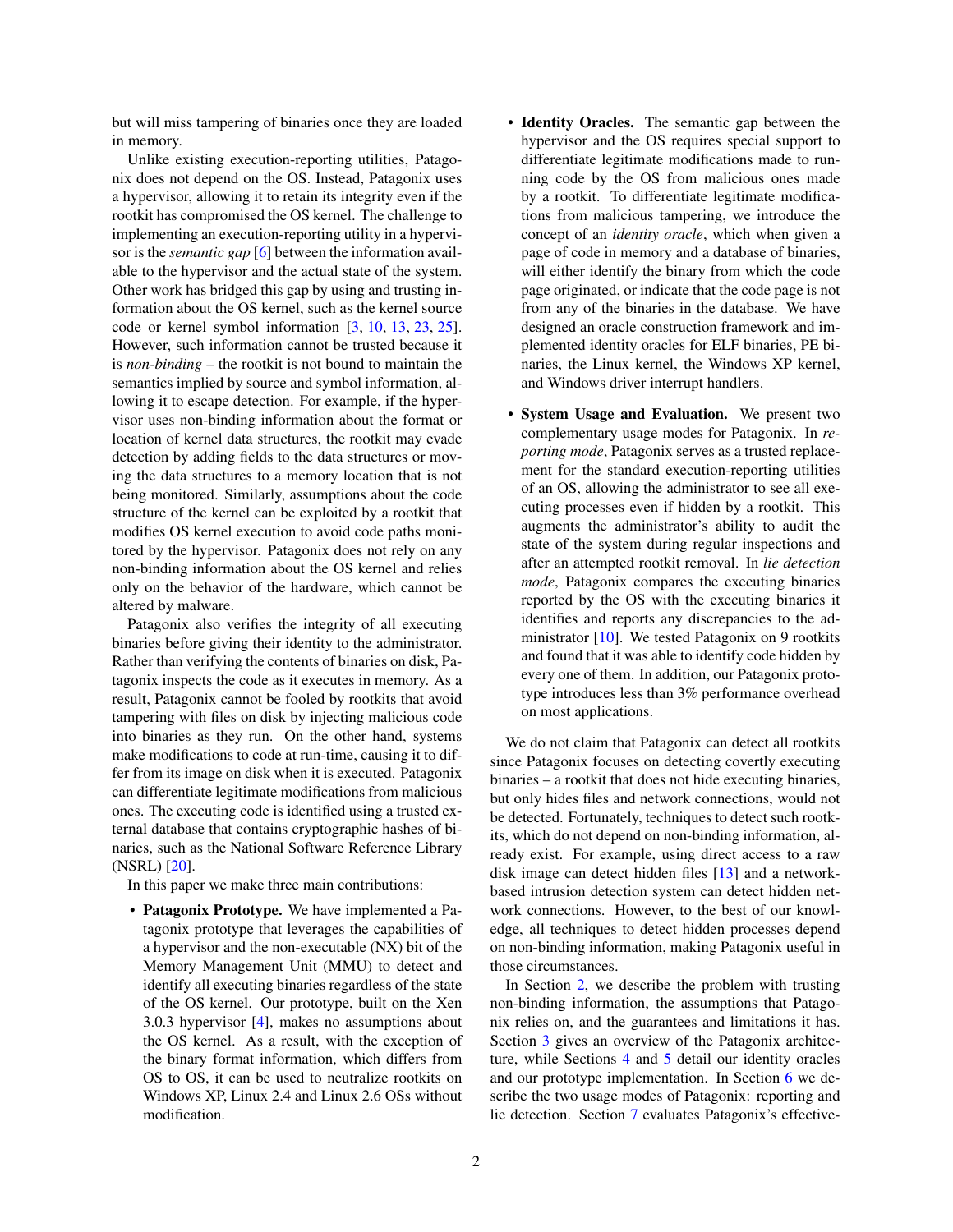but will miss tampering of binaries once they are loaded in memory.

Unlike existing execution-reporting utilities, Patagonix does not depend on the OS. Instead, Patagonix uses a hypervisor, allowing it to retain its integrity even if the rootkit has compromised the OS kernel. The challenge to implementing an execution-reporting utility in a hypervisor is the *semantic gap* [6] between the information available to the hypervisor and the actual state of the system. Other work has bridged this gap by using and trusting information about the OS kernel, such as the kernel source code or kernel symbol information [3, 10, 13, 23, 25]. However, such information cannot be trusted because it is *non-binding* – the rootkit is not bound to maintain the semantics implied by source and symbol information, allowing it to escape detection. For example, if the hypervisor uses non-binding information about the format or location of kernel data structures, the rootkit may evade detection by adding fields to the data structures or moving the data structures to a memory location that is not being monitored. Similarly, assumptions about the code structure of the kernel can be exploited by a rootkit that modifies OS kernel execution to avoid code paths monitored by the hypervisor. Patagonix does not rely on any non-binding information about the OS kernel and relies only on the behavior of the hardware, which cannot be altered by malware.

Patagonix also verifies the integrity of all executing binaries before giving their identity to the administrator. Rather than verifying the contents of binaries on disk, Patagonix inspects the code as it executes in memory. As a result, Patagonix cannot be fooled by rootkits that avoid tampering with files on disk by injecting malicious code into binaries as they run. On the other hand, systems make modifications to code at run-time, causing it to differ from its image on disk when it is executed. Patagonix can differentiate legitimate modifications from malicious ones. The executing code is identified using a trusted external database that contains cryptographic hashes of binaries, such as the National Software Reference Library (NSRL) [20].

In this paper we make three main contributions:

- **Patagonix Prototype.** We have implemented a Patagonix prototype that leverages the capabilities of a hypervisor and the non-executable (NX) bit of the Memory Management Unit (MMU) to detect and identify all executing binaries regardless of the state of the OS kernel. Our prototype, built on the Xen 3.0.3 hypervisor [4], makes no assumptions about the OS kernel. As a result, with the exception of the binary format information, which differs from OS to OS, it can be used to neutralize rootkits on Windows XP, Linux 2.4 and Linux 2.6 OSs without modification.
- **Identity Oracles.** The semantic gap between the hypervisor and the OS requires special support to differentiate legitimate modifications made to running code by the OS from malicious ones made by a rootkit. To differentiate legitimate modifications from malicious tampering, we introduce the concept of an *identity oracle*, which when given a page of code in memory and a database of binaries, will either identify the binary from which the code page originated, or indicate that the code page is not from any of the binaries in the database. We have designed an oracle construction framework and implemented identity oracles for ELF binaries, PE binaries, the Linux kernel, the Windows XP kernel, and Windows driver interrupt handlers.
- **System Usage and Evaluation.** We present two complementary usage modes for Patagonix. In *reporting mode*, Patagonix serves as a trusted replacement for the standard execution-reporting utilities of an OS, allowing the administrator to see all executing processes even if hidden by a rootkit. This augments the administrator's ability to audit the state of the system during regular inspections and after an attempted rootkit removal. In *lie detection mode*, Patagonix compares the executing binaries reported by the OS with the executing binaries it identifies and reports any discrepancies to the administrator [10]. We tested Patagonix on 9 rootkits and found that it was able to identify code hidden by every one of them. In addition, our Patagonix prototype introduces less than 3% performance overhead on most applications.

We do not claim that Patagonix can detect all rootkits since Patagonix focuses on detecting covertly executing binaries – a rootkit that does not hide executing binaries, but only hides files and network connections, would not be detected. Fortunately, techniques to detect such rootkits, which do not depend on non-binding information, already exist. For example, using direct access to a raw disk image can detect hidden files [13] and a network-based intrusion detection system can detect hidden network connections. However, to the best of our knowledge, all techniques to detect hidden processes depend on non-binding information, making Patagonix useful in those circumstances.

In Section 2, we describe the problem with trusting non-binding information, the assumptions that Patagonix relies on, and the guarantees and limitations it has. Section 3 gives an overview of the Patagonix architecture, while Sections 4 and 5 detail our identity oracles and our prototype implementation. In Section 6 we describe the two usage modes of Patagonix: reporting and lie detection. Section 7 evaluates Patagonix's effective-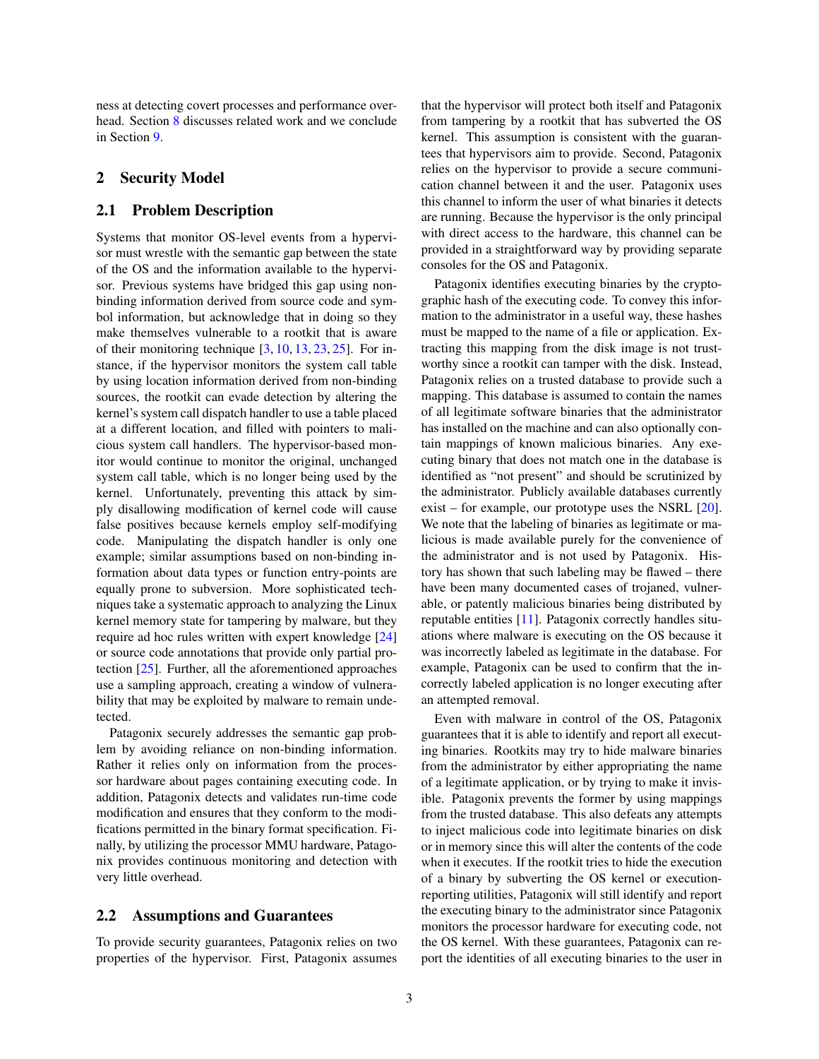ness at detecting covert processes and performance overhead. Section 8 discusses related work and we conclude in Section 9.

## 2 Security Model

### 2.1 Problem Description

Systems that monitor OS-level events from a hypervisor must wrestle with the semantic gap between the state of the OS and the information available to the hypervisor. Previous systems have bridged this gap using non-binding information derived from source code and symbol information, but acknowledge that in doing so they make themselves vulnerable to a rootkit that is aware of their monitoring technique [3, 10, 13, 23, 25]. For instance, if the hypervisor monitors the system call table by using location information derived from non-binding sources, the rootkit can evade detection by altering the kernel's system call dispatch handler to use a table placed at a different location, and filled with pointers to malicious system call handlers. The hypervisor-based monitor would continue to monitor the original, unchanged system call table, which is no longer being used by the kernel. Unfortunately, preventing this attack by simply disallowing modification of kernel code will cause false positives because kernels employ self-modifying code. Manipulating the dispatch handler is only one example; similar assumptions based on non-binding information about data types or function entry-points are equally prone to subversion. More sophisticated techniques take a systematic approach to analyzing the Linux kernel memory state for tampering by malware, but they require ad hoc rules written with expert knowledge [24] or source code annotations that provide only partial protection [25]. Further, all the aforementioned approaches use a sampling approach, creating a window of vulnerability that may be exploited by malware to remain undetected.

Patagonix securely addresses the semantic gap problem by avoiding reliance on non-binding information. Rather it relies only on information from the processor hardware about pages containing executing code. In addition, Patagonix detects and validates run-time code modification and ensures that they conform to the modifications permitted in the binary format specification. Finally, by utilizing the processor MMU hardware, Patagonix provides continuous monitoring and detection with very little overhead.

### 2.2 Assumptions and Guarantees

To provide security guarantees, Patagonix relies on two properties of the hypervisor. First, Patagonix assumes that the hypervisor will protect both itself and Patagonix from tampering by a rootkit that has subverted the OS kernel. This assumption is consistent with the guarantees that hypervisors aim to provide. Second, Patagonix relies on the hypervisor to provide a secure communication channel between it and the user. Patagonix uses this channel to inform the user of what binaries it detects are running. Because the hypervisor is the only principal with direct access to the hardware, this channel can be provided in a straightforward way by providing separate consoles for the OS and Patagonix.

Patagonix identifies executing binaries by the cryptographic hash of the executing code. To convey this information to the administrator in a useful way, these hashes must be mapped to the name of a file or application. Extracting this mapping from the disk image is not trustworthy since a rootkit can tamper with the disk. Instead, Patagonix relies on a trusted database to provide such a mapping. This database is assumed to contain the names of all legitimate software binaries that the administrator has installed on the machine and can also optionally contain mappings of known malicious binaries. Any executing binary that does not match one in the database is identified as "not present" and should be scrutinized by the administrator. Publicly available databases currently exist – for example, our prototype uses the NSRL [20]. We note that the labeling of binaries as legitimate or malicious is made available purely for the convenience of the administrator and is not used by Patagonix. History has shown that such labeling may be flawed – there have been many documented cases of trojaned, vulnerable, or patently malicious binaries being distributed by reputable entities [11]. Patagonix correctly handles situations where malware is executing on the OS because it was incorrectly labeled as legitimate in the database. For example, Patagonix can be used to confirm that the incorrectly labeled application is no longer executing after an attempted removal.

Even with malware in control of the OS, Patagonix guarantees that it is able to identify and report all executing binaries. Rootkits may try to hide malware binaries from the administrator by either appropriating the name of a legitimate application, or by trying to make it invisible. Patagonix prevents the former by using mappings from the trusted database. This also defeats any attempts to inject malicious code into legitimate binaries on disk or in memory since this will alter the contents of the code when it executes. If the rootkit tries to hide the execution of a binary by subverting the OS kernel or execution-reporting utilities, Patagonix will still identify and report the executing binary to the administrator since Patagonix monitors the processor hardware for executing code, not the OS kernel. With these guarantees, Patagonix can report the identities of all executing binaries to the user in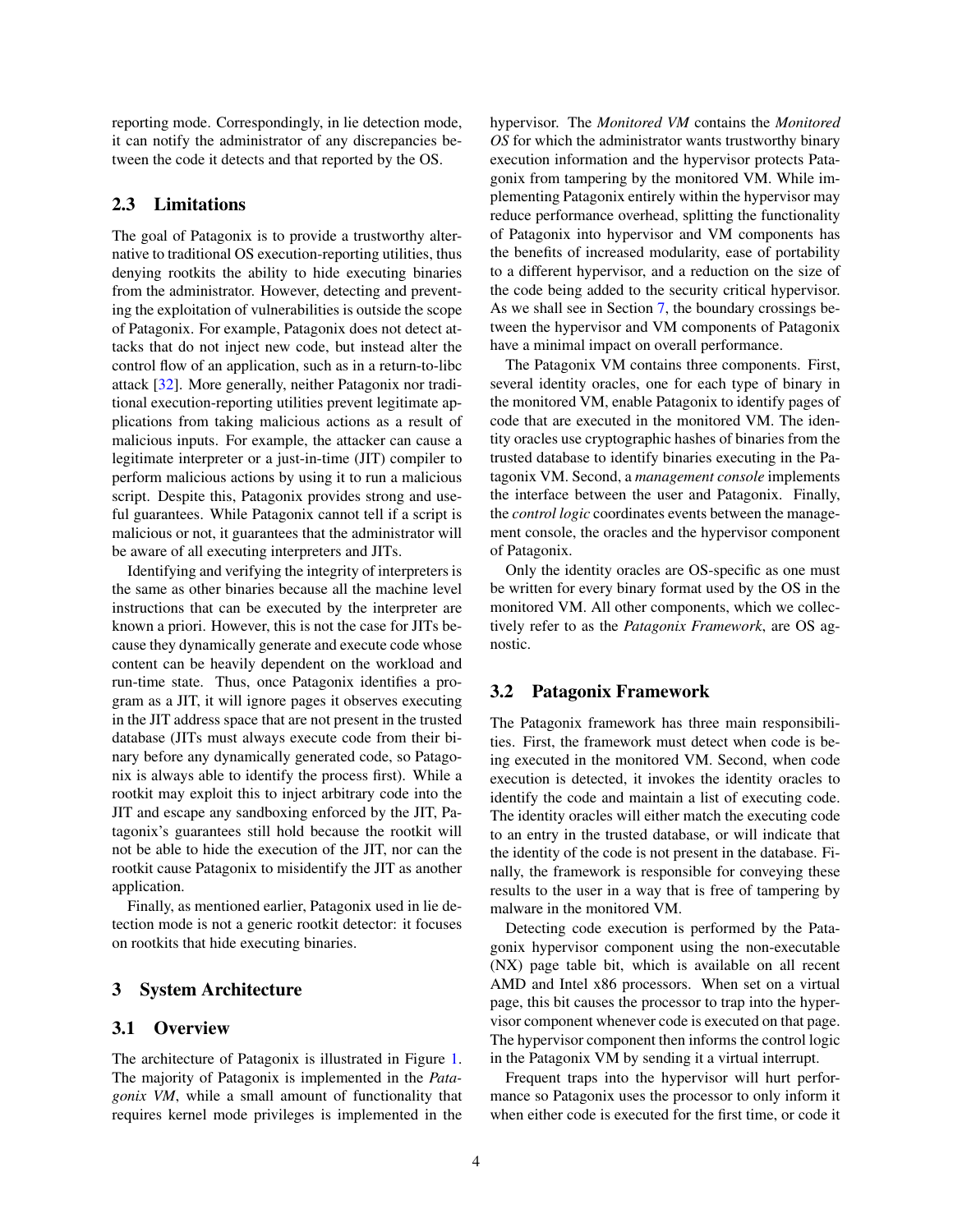reporting mode. Correspondingly, in lie detection mode, it can notify the administrator of any discrepancies between the code it detects and that reported by the OS.

## 2.3 Limitations

The goal of Patagonix is to provide a trustworthy alternative to traditional OS execution-reporting utilities, thus denying rootkits the ability to hide executing binaries from the administrator. However, detecting and preventing the exploitation of vulnerabilities is outside the scope of Patagonix. For example, Patagonix does not detect attacks that do not inject new code, but instead alter the control flow of an application, such as in a return-to-libc attack [32]. More generally, neither Patagonix nor traditional execution-reporting utilities prevent legitimate applications from taking malicious actions as a result of malicious inputs. For example, the attacker can cause a legitimate interpreter or a just-in-time (JIT) compiler to perform malicious actions by using it to run a malicious script. Despite this, Patagonix provides strong and useful guarantees. While Patagonix cannot tell if a script is malicious or not, it guarantees that the administrator will be aware of all executing interpreters and JITs.

Identifying and verifying the integrity of interpreters is the same as other binaries because all the machine level instructions that can be executed by the interpreter are known a priori. However, this is not the case for JITs because they dynamically generate and execute code whose content can be heavily dependent on the workload and run-time state. Thus, once Patagonix identifies a program as a JIT, it will ignore pages it observes executing in the JIT address space that are not present in the trusted database (JITs must always execute code from their binary before any dynamically generated code, so Patagonix is always able to identify the process first). While a rootkit may exploit this to inject arbitrary code into the JIT and escape any sandboxing enforced by the JIT, Patagonix's guarantees still hold because the rootkit will not be able to hide the execution of the JIT, nor can the rootkit cause Patagonix to misidentify the JIT as another application.

Finally, as mentioned earlier, Patagonix used in lie detection mode is not a generic rootkit detector: it focuses on rootkits that hide executing binaries.

# 3 System Architecture

## 3.1 Overview

The architecture of Patagonix is illustrated in Figure 1. The majority of Patagonix is implemented in the *Patagonix VM*, while a small amount of functionality that requires kernel mode privileges is implemented in the hypervisor. The *Monitored VM* contains the *Monitored OS* for which the administrator wants trustworthy binary execution information and the hypervisor protects Patagonix from tampering by the monitored VM. While implementing Patagonix entirely within the hypervisor may reduce performance overhead, splitting the functionality of Patagonix into hypervisor and VM components has the benefits of increased modularity, ease of portability to a different hypervisor, and a reduction on the size of the code being added to the security critical hypervisor. As we shall see in Section 7, the boundary crossings between the hypervisor and VM components of Patagonix have a minimal impact on overall performance.

The Patagonix VM contains three components. First, several identity oracles, one for each type of binary in the monitored VM, enable Patagonix to identify pages of code that are executed in the monitored VM. The identity oracles use cryptographic hashes of binaries from the trusted database to identify binaries executing in the Patagonix VM. Second, a *management console* implements the interface between the user and Patagonix. Finally, the *control logic* coordinates events between the management console, the oracles and the hypervisor component of Patagonix.

Only the identity oracles are OS-specific as one must be written for every binary format used by the OS in the monitored VM. All other components, which we collectively refer to as the *Patagonix Framework*, are OS agnostic.

## 3.2 Patagonix Framework

The Patagonix framework has three main responsibilities. First, the framework must detect when code is being executed in the monitored VM. Second, when code execution is detected, it invokes the identity oracles to identify the code and maintain a list of executing code. The identity oracles will either match the executing code to an entry in the trusted database, or will indicate that the identity of the code is not present in the database. Finally, the framework is responsible for conveying these results to the user in a way that is free of tampering by malware in the monitored VM.

Detecting code execution is performed by the Patagonix hypervisor component using the non-executable (NX) page table bit, which is available on all recent AMD and Intel x86 processors. When set on a virtual page, this bit causes the processor to trap into the hypervisor component whenever code is executed on that page. The hypervisor component then informs the control logic in the Patagonix VM by sending it a virtual interrupt.

Frequent traps into the hypervisor will hurt performance so Patagonix uses the processor to only inform it when either code is executed for the first time, or code it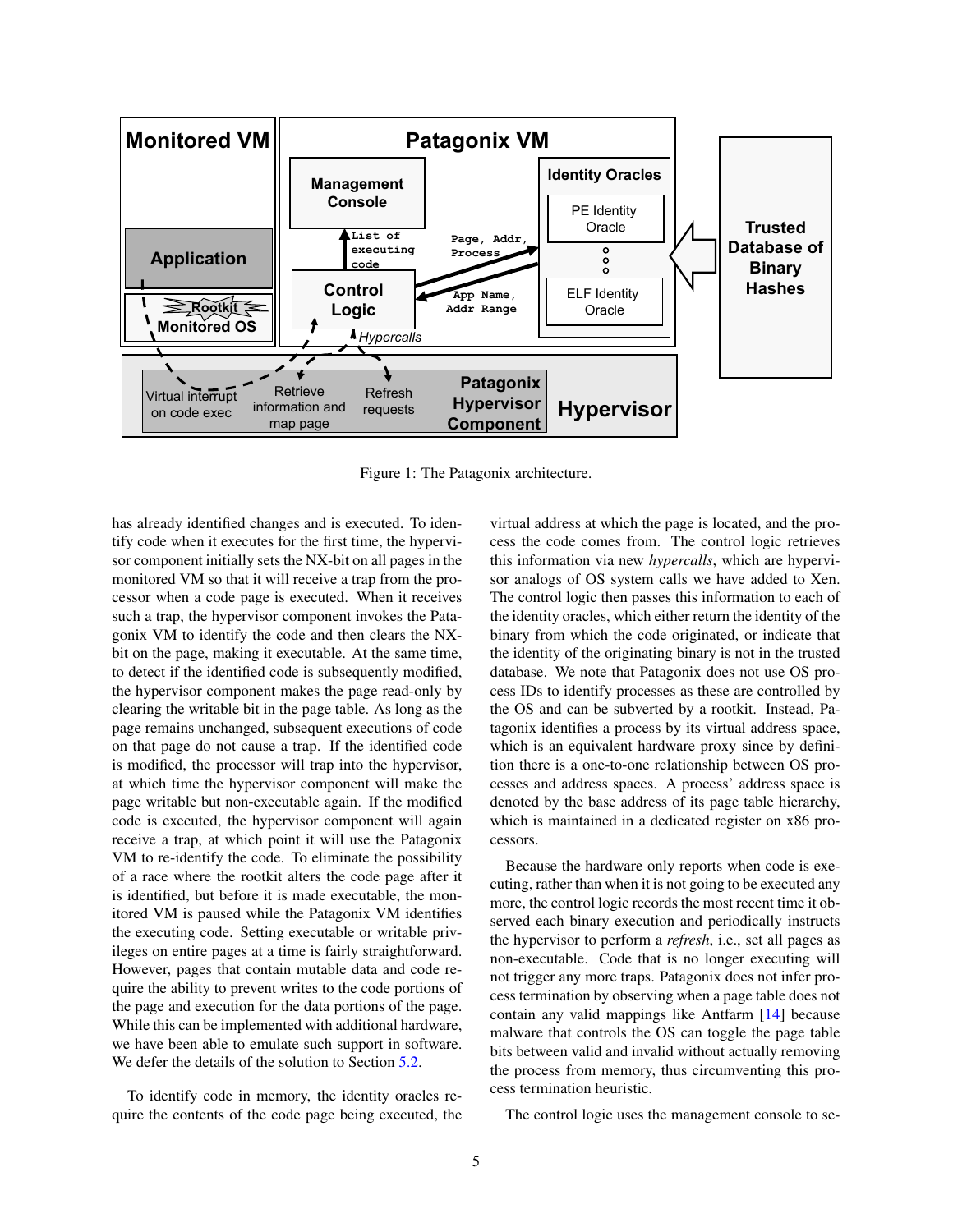Figure 1: The Patagonix architecture.

has already identified changes and is executed. To identify code when it executes for the first time, the hypervisor component initially sets the NX-bit on all pages in the monitored VM so that it will receive a trap from the processor when a code page is executed. When it receives such a trap, the hypervisor component invokes the Patagonix VM to identify the code and then clears the NX-bit on the page, making it executable. At the same time, to detect if the identified code is subsequently modified, the hypervisor component makes the page read-only by clearing the writable bit in the page table. As long as the page remains unchanged, subsequent executions of code on that page do not cause a trap. If the identified code is modified, the processor will trap into the hypervisor, at which time the hypervisor component will make the page writable but non-executable again. If the modified code is executed, the hypervisor component will again receive a trap, at which point it will use the Patagonix VM to re-identify the code. To eliminate the possibility of a race where the rootkit alters the code page after it is identified, but before it is made executable, the monitored VM is paused while the Patagonix VM identifies the executing code. Setting executable or writable privileges on entire pages at a time is fairly straightforward. However, pages that contain mutable data and code require the ability to prevent writes to the code portions of the page and execution for the data portions of the page. While this can be implemented with additional hardware, we have been able to emulate such support in software. We defer the details of the solution to Section 5.2.

To identify code in memory, the identity oracles require the contents of the code page being executed, the virtual address at which the page is located, and the process the code comes from. The control logic retrieves this information via new *hypercalls*, which are hypervisor analogs of OS system calls we have added to Xen. The control logic then passes this information to each of the identity oracles, which either return the identity of the binary from which the code originated, or indicate that the identity of the originating binary is not in the trusted database. We note that Patagonix does not use OS process IDs to identify processes as these are controlled by the OS and can be subverted by a rootkit. Instead, Patagonix identifies a process by its virtual address space, which is an equivalent hardware proxy since by definition there is a one-to-one relationship between OS processes and address spaces. A process' address space is denoted by the base address of its page table hierarchy, which is maintained in a dedicated register on x86 processors.

Because the hardware only reports when code is executing, rather than when it is not going to be executed any more, the control logic records the most recent time it observed each binary execution and periodically instructs the hypervisor to perform a *refresh*, i.e., set all pages as non-executable. Code that is no longer executing will not trigger any more traps. Patagonix does not infer process termination by observing when a page table does not contain any valid mappings like Antfarm [14] because malware that controls the OS can toggle the page table bits between valid and invalid without actually removing the process from memory, thus circumventing this process termination heuristic.

The control logic uses the management console to se-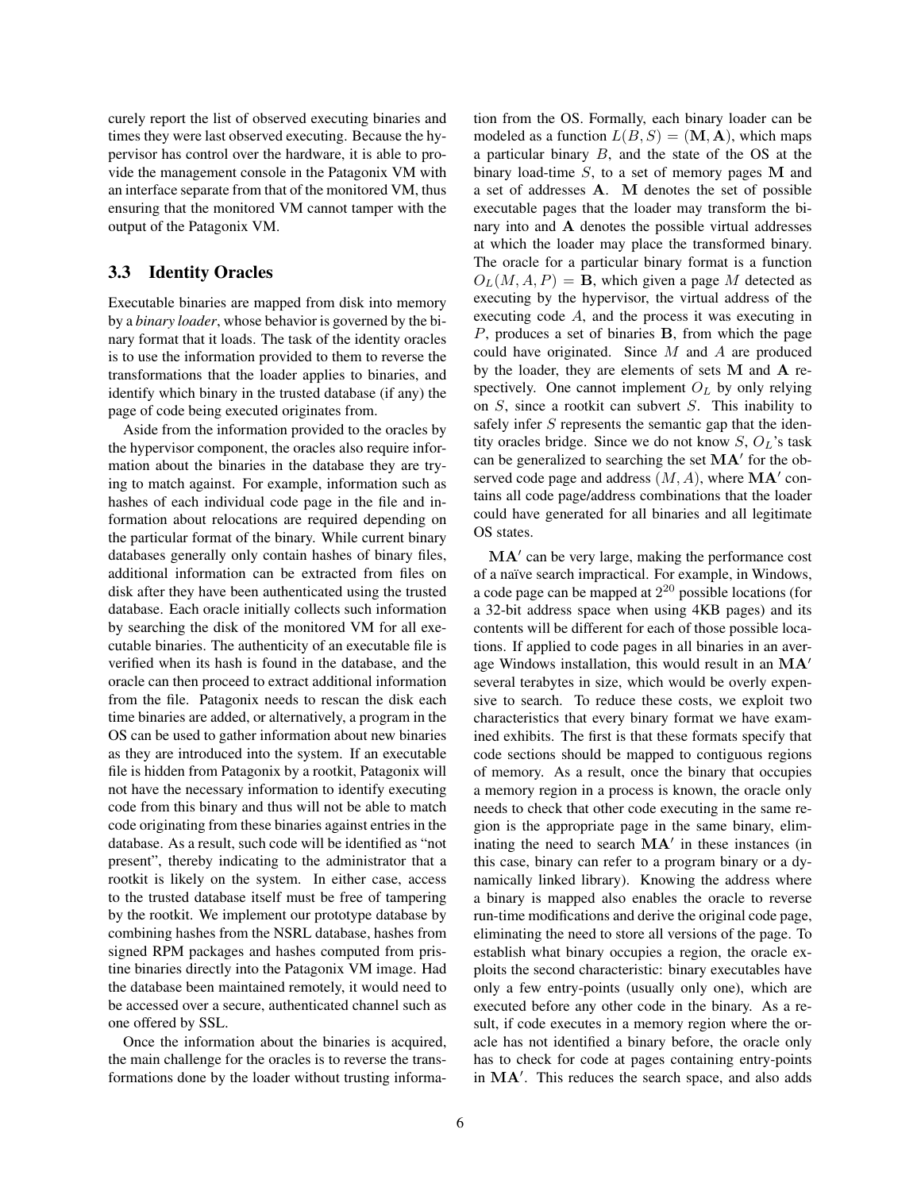curely report the list of observed executing binaries and times they were last observed executing. Because the hypervisor has control over the hardware, it is able to provide the management console in the Patagonix VM with an interface separate from that of the monitored VM, thus ensuring that the monitored VM cannot tamper with the output of the Patagonix VM.

### 3.3 Identity Oracles

Executable binaries are mapped from disk into memory by a *binary loader*, whose behavior is governed by the binary format that it loads. The task of the identity oracles is to use the information provided to them to reverse the transformations that the loader applies to binaries, and identify which binary in the trusted database (if any) the page of code being executed originates from.

Aside from the information provided to the oracles by the hypervisor component, the oracles also require information about the binaries in the database they are trying to match against. For example, information such as hashes of each individual code page in the file and information about relocations are required depending on the particular format of the binary. While current binary databases generally only contain hashes of binary files, additional information can be extracted from files on disk after they have been authenticated using the trusted database. Each oracle initially collects such information by searching the disk of the monitored VM for all executable binaries. The authenticity of an executable file is verified when its hash is found in the database, and the oracle can then proceed to extract additional information from the file. Patagonix needs to rescan the disk each time binaries are added, or alternatively, a program in the OS can be used to gather information about new binaries as they are introduced into the system. If an executable file is hidden from Patagonix by a rootkit, Patagonix will not have the necessary information to identify executing code from this binary and thus will not be able to match code originating from these binaries against entries in the database. As a result, such code will be identified as "not present", thereby indicating to the administrator that a rootkit is likely on the system. In either case, access to the trusted database itself must be free of tampering by the rootkit. We implement our prototype database by combining hashes from the NSRL database, hashes from signed RPM packages and hashes computed from pristine binaries directly into the Patagonix VM image. Had the database been maintained remotely, it would need to be accessed over a secure, authenticated channel such as one offered by SSL.

Once the information about the binaries is acquired, the main challenge for the oracles is to reverse the transformations done by the loader without trusting information from the OS. Formally, each binary loader can be modeled as a function $L(B,S) = (\mathbf{M}, \mathbf{A})$, which maps a particular binary $B$, and the state of the OS at the binary load-time $S$, to a set of memory pages $\mathbf{M}$ and a set of addresses $\mathbf{A}$. $\mathbf{M}$ denotes the set of possible executable pages that the loader may transform the binary into and $\mathbf{A}$ denotes the possible virtual addresses at which the loader may place the transformed binary. The oracle for a particular binary format is a function $O_L(M, A, P) = \mathbf{B}$, which given a page $M$ detected as executing by the hypervisor, the virtual address of the executing code $A$, and the process it was executing in $P$, produces a set of binaries $\mathbf{B}$, from which the page could have originated. Since $M$ and $A$ are produced by the loader, they are elements of sets $\mathbf{M}$ and $\mathbf{A}$ respectively. One cannot implement $O_L$ by only relying on $S$, since a rootkit can subvert $S$. This inability to safely infer $S$ represents the semantic gap that the identity oracles bridge. Since we do not know $S$, $O_L$'s task can be generalized to searching the set $\mathbf{MA}'$ for the observed code page and address $(M, A)$, where $\mathbf{MA}'$ contains all code page/address combinations that the loader could have generated for all binaries and all legitimate OS states.

$\mathbf{MA}'$ can be very large, making the performance cost of a naïve search impractical. For example, in Windows, a code page can be mapped at $2^{20}$ possible locations (for a 32-bit address space when using 4KB pages) and its contents will be different for each of those possible locations. If applied to code pages in all binaries in an average Windows installation, this would result in an $\mathbf{MA}'$ several terabytes in size, which would be overly expensive to search. To reduce these costs, we exploit two characteristics that every binary format we have examined exhibits. The first is that these formats specify that code sections should be mapped to contiguous regions of memory. As a result, once the binary that occupies a memory region in a process is known, the oracle only needs to check that other code executing in the same region is the appropriate page in the same binary, eliminating the need to search $\mathbf{MA}'$ in these instances (in this case, binary can refer to a program binary or a dynamically linked library). Knowing the address where a binary is mapped also enables the oracle to reverse run-time modifications and derive the original code page, eliminating the need to store all versions of the page. To establish what binary occupies a region, the oracle exploits the second characteristic: binary executables have only a few entry-points (usually only one), which are executed before any other code in the binary. As a result, if code executes in a memory region where the oracle has not identified a binary before, the oracle only has to check for code at pages containing entry-points in $\mathbf{MA}'$. This reduces the search space, and also adds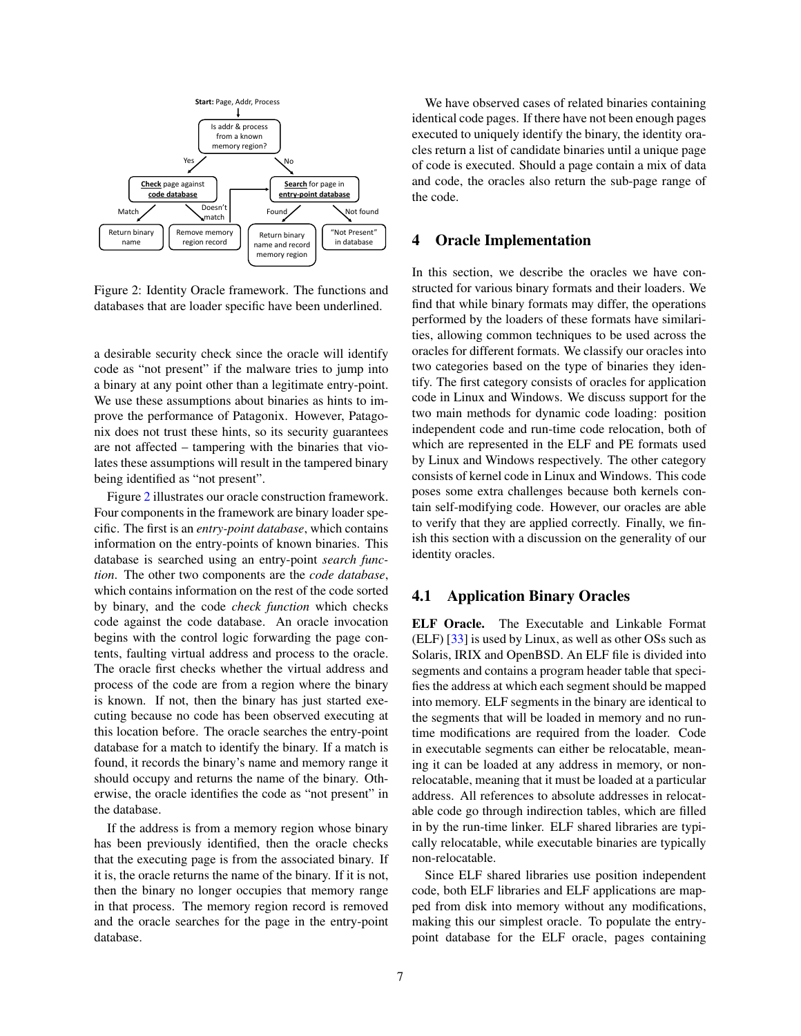Start: Page, Addr, Process

Figure 2: Identity Oracle framework. The functions and databases that are loader specific have been underlined.

a desirable security check since the oracle will identify code as "not present" if the malware tries to jump into a binary at any point other than a legitimate entry-point. We use these assumptions about binaries as hints to improve the performance of Patagonix. However, Patagonix does not trust these hints, so its security guarantees are not affected – tampering with the binaries that violates these assumptions will result in the tampered binary being identified as "not present".

Figure 2 illustrates our oracle construction framework. Four components in the framework are binary loader specific. The first is an *entry-point database*, which contains information on the entry-points of known binaries. This database is searched using an entry-point *search function*. The other two components are the *code database*, which contains information on the rest of the code sorted by binary, and the code *check function* which checks code against the code database. An oracle invocation begins with the control logic forwarding the page contents, faulting virtual address and process to the oracle. The oracle first checks whether the virtual address and process of the code are from a region where the binary is known. If not, then the binary has just started executing because no code has been observed executing at this location before. The oracle searches the entry-point database for a match to identify the binary. If a match is found, it records the binary's name and memory range it should occupy and returns the name of the binary. Otherwise, the oracle identifies the code as "not present" in the database.

If the address is from a memory region whose binary has been previously identified, then the oracle checks that the executing page is from the associated binary. If it is, the oracle returns the name of the binary. If it is not, then the binary no longer occupies that memory range in that process. The memory region record is removed and the oracle searches for the page in the entry-point database.

We have observed cases of related binaries containing identical code pages. If there have not been enough pages executed to uniquely identify the binary, the identity oracles return a list of candidate binaries until a unique page of code is executed. Should a page contain a mix of data and code, the oracles also return the sub-page range of the code.

## 4 Oracle Implementation

In this section, we describe the oracles we have constructed for various binary formats and their loaders. We find that while binary formats may differ, the operations performed by the loaders of these formats have similarities, allowing common techniques to be used across the oracles for different formats. We classify our oracles into two categories based on the type of binaries they identify. The first category consists of oracles for application code in Linux and Windows. We discuss support for the two main methods for dynamic code loading: position independent code and run-time code relocation, both of which are represented in the ELF and PE formats used by Linux and Windows respectively. The other category consists of kernel code in Linux and Windows. This code poses some extra challenges because both kernels contain self-modifying code. However, our oracles are able to verify that they are applied correctly. Finally, we finish this section with a discussion on the generality of our identity oracles.

### 4.1 Application Binary Oracles

**ELF Oracle.** The Executable and Linkable Format (ELF) [33] is used by Linux, as well as other OSs such as Solaris, IRIX and OpenBSD. An ELF file is divided into segments and contains a program header table that specifies the address at which each segment should be mapped into memory. ELF segments in the binary are identical to the segments that will be loaded in memory and no run-time modifications are required from the loader. Code in executable segments can either be relocatable, meaning it can be loaded at any address in memory, or non-relocatable, meaning that it must be loaded at a particular address. All references to absolute addresses in relocatable code go through indirection tables, which are filled in by the run-time linker. ELF shared libraries are typically relocatable, while executable binaries are typically non-relocatable.

Since ELF shared libraries use position independent code, both ELF libraries and ELF applications are mapped from disk into memory without any modifications, making this our simplest oracle. To populate the entry-point database for the ELF oracle, pages containing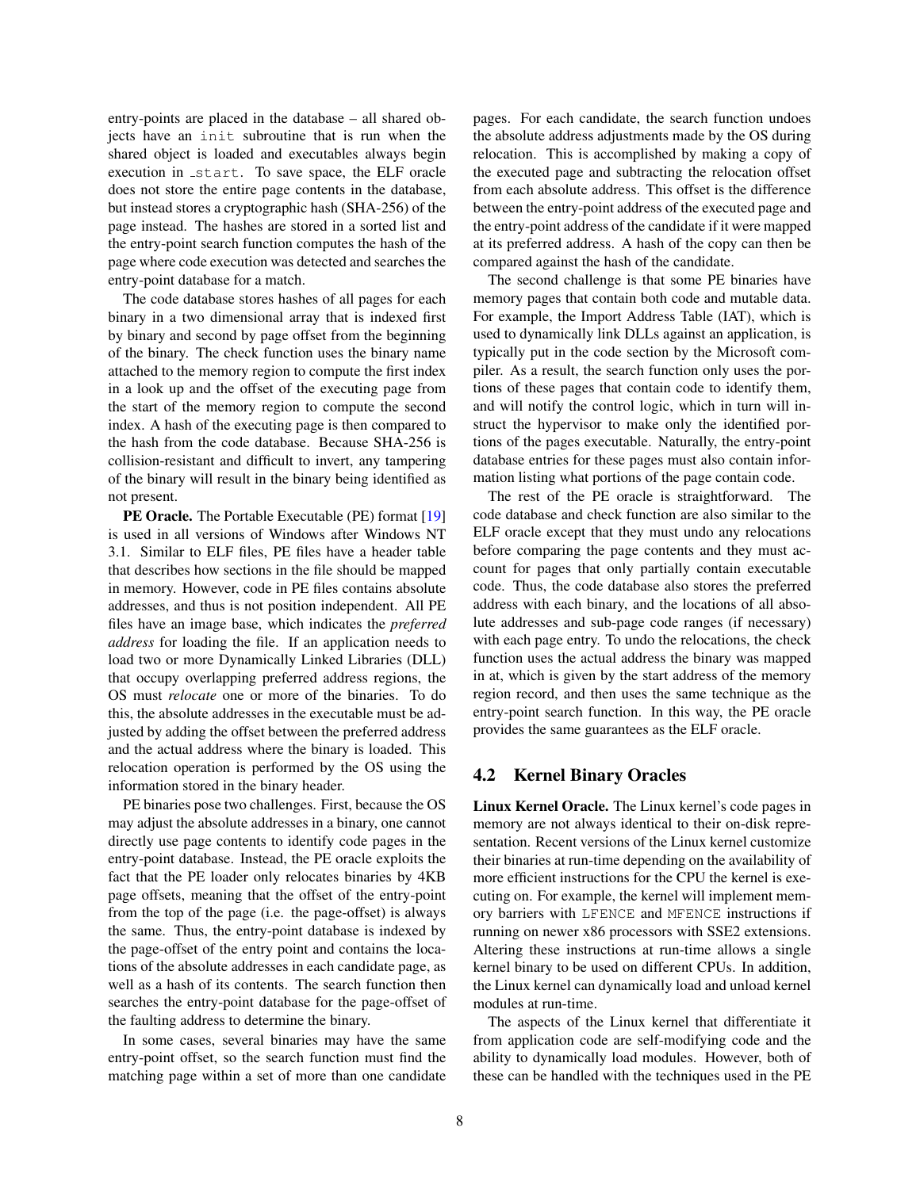entry-points are placed in the database – all shared objects have an `init` subroutine that is run when the shared object is loaded and executables always begin execution in `_start`. To save space, the ELF oracle does not store the entire page contents in the database, but instead stores a cryptographic hash (SHA-256) of the page instead. The hashes are stored in a sorted list and the entry-point search function computes the hash of the page where code execution was detected and searches the entry-point database for a match.

The code database stores hashes of all pages for each binary in a two dimensional array that is indexed first by binary and second by page offset from the beginning of the binary. The check function uses the binary name attached to the memory region to compute the first index in a look up and the offset of the executing page from the start of the memory region to compute the second index. A hash of the executing page is then compared to the hash from the code database. Because SHA-256 is collision-resistant and difficult to invert, any tampering of the binary will result in the binary being identified as not present.

**PE Oracle.** The Portable Executable (PE) format [19] is used in all versions of Windows after Windows NT 3.1. Similar to ELF files, PE files have a header table that describes how sections in the file should be mapped in memory. However, code in PE files contains absolute addresses, and thus is not position independent. All PE files have an image base, which indicates the *preferred address* for loading the file. If an application needs to load two or more Dynamically Linked Libraries (DLL) that occupy overlapping preferred address regions, the OS must *relocate* one or more of the binaries. To do this, the absolute addresses in the executable must be adjusted by adding the offset between the preferred address and the actual address where the binary is loaded. This relocation operation is performed by the OS using the information stored in the binary header.

PE binaries pose two challenges. First, because the OS may adjust the absolute addresses in a binary, one cannot directly use page contents to identify code pages in the entry-point database. Instead, the PE oracle exploits the fact that the PE loader only relocates binaries by 4KB page offsets, meaning that the offset of the entry-point from the top of the page (i.e. the page-offset) is always the same. Thus, the entry-point database is indexed by the page-offset of the entry point and contains the locations of the absolute addresses in each candidate page, as well as a hash of its contents. The search function then searches the entry-point database for the page-offset of the faulting address to determine the binary.

In some cases, several binaries may have the same entry-point offset, so the search function must find the matching page within a set of more than one candidate pages. For each candidate, the search function undoes the absolute address adjustments made by the OS during relocation. This is accomplished by making a copy of the executed page and subtracting the relocation offset from each absolute address. This offset is the difference between the entry-point address of the executed page and the entry-point address of the candidate if it were mapped at its preferred address. A hash of the copy can then be compared against the hash of the candidate.

The second challenge is that some PE binaries have memory pages that contain both code and mutable data. For example, the Import Address Table (IAT), which is used to dynamically link DLLs against an application, is typically put in the code section by the Microsoft compiler. As a result, the search function only uses the portions of these pages that contain code to identify them, and will notify the control logic, which in turn will instruct the hypervisor to make only the identified portions of the pages executable. Naturally, the entry-point database entries for these pages must also contain information listing what portions of the page contain code.

The rest of the PE oracle is straightforward. The code database and check function are also similar to the ELF oracle except that they must undo any relocations before comparing the page contents and they must account for pages that only partially contain executable code. Thus, the code database also stores the preferred address with each binary, and the locations of all absolute addresses and sub-page code ranges (if necessary) with each page entry. To undo the relocations, the check function uses the actual address the binary was mapped in at, which is given by the start address of the memory region record, and then uses the same technique as the entry-point search function. In this way, the PE oracle provides the same guarantees as the ELF oracle.

## 4.2 Kernel Binary Oracles

**Linux Kernel Oracle.** The Linux kernel's code pages in memory are not always identical to their on-disk representation. Recent versions of the Linux kernel customize their binaries at run-time depending on the availability of more efficient instructions for the CPU the kernel is executing on. For example, the kernel will implement memory barriers with `LFENCE` and `MFENCE` instructions if running on newer x86 processors with SSE2 extensions. Altering these instructions at run-time allows a single kernel binary to be used on different CPUs. In addition, the Linux kernel can dynamically load and unload kernel modules at run-time.

The aspects of the Linux kernel that differentiate it from application code are self-modifying code and the ability to dynamically load modules. However, both of these can be handled with the techniques used in the PE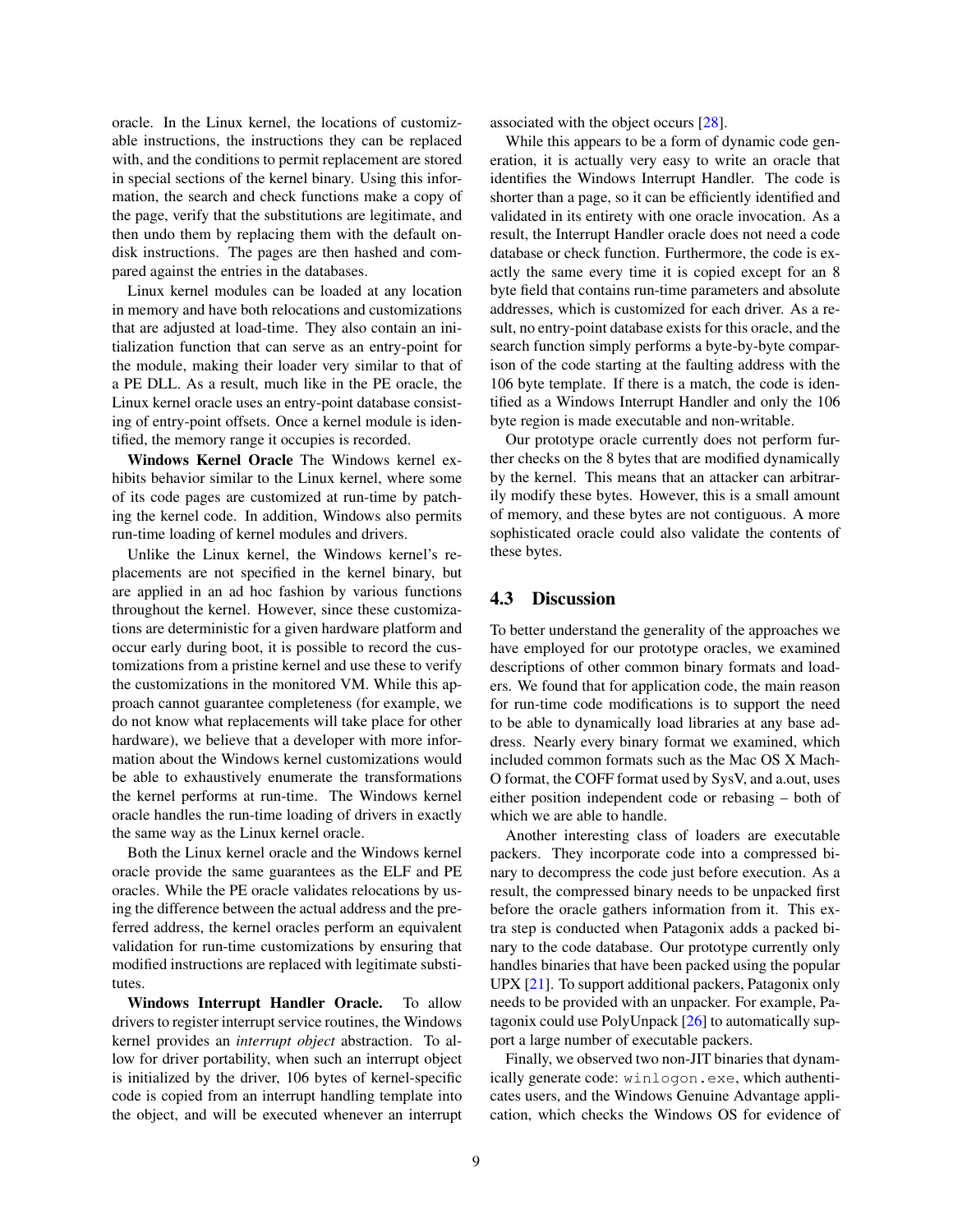oracle. In the Linux kernel, the locations of customizable instructions, the instructions they can be replaced with, and the conditions to permit replacement are stored in special sections of the kernel binary. Using this information, the search and check functions make a copy of the page, verify that the substitutions are legitimate, and then undo them by replacing them with the default on-disk instructions. The pages are then hashed and compared against the entries in the databases.

Linux kernel modules can be loaded at any location in memory and have both relocations and customizations that are adjusted at load-time. They also contain an initialization function that can serve as an entry-point for the module, making their loader very similar to that of a PE DLL. As a result, much like in the PE oracle, the Linux kernel oracle uses an entry-point database consisting of entry-point offsets. Once a kernel module is identified, the memory range it occupies is recorded.

**Windows Kernel Oracle** The Windows kernel exhibits behavior similar to the Linux kernel, where some of its code pages are customized at run-time by patching the kernel code. In addition, Windows also permits run-time loading of kernel modules and drivers.

Unlike the Linux kernel, the Windows kernel's replacements are not specified in the kernel binary, but are applied in an ad hoc fashion by various functions throughout the kernel. However, since these customizations are deterministic for a given hardware platform and occur early during boot, it is possible to record the customizations from a pristine kernel and use these to verify the customizations in the monitored VM. While this approach cannot guarantee completeness (for example, we do not know what replacements will take place for other hardware), we believe that a developer with more information about the Windows kernel customizations would be able to exhaustively enumerate the transformations the kernel performs at run-time. The Windows kernel oracle handles the run-time loading of drivers in exactly the same way as the Linux kernel oracle.

Both the Linux kernel oracle and the Windows kernel oracle provide the same guarantees as the ELF and PE oracles. While the PE oracle validates relocations by using the difference between the actual address and the preferred address, the kernel oracles perform an equivalent validation for run-time customizations by ensuring that modified instructions are replaced with legitimate substitutes.

**Windows Interrupt Handler Oracle.** To allow drivers to register interrupt service routines, the Windows kernel provides an *interrupt object* abstraction. To allow for driver portability, when such an interrupt object is initialized by the driver, 106 bytes of kernel-specific code is copied from an interrupt handling template into the object, and will be executed whenever an interrupt associated with the object occurs [28].

While this appears to be a form of dynamic code generation, it is actually very easy to write an oracle that identifies the Windows Interrupt Handler. The code is shorter than a page, so it can be efficiently identified and validated in its entirety with one oracle invocation. As a result, the Interrupt Handler oracle does not need a code database or check function. Furthermore, the code is exactly the same every time it is copied except for an 8 byte field that contains run-time parameters and absolute addresses, which is customized for each driver. As a result, no entry-point database exists for this oracle, and the search function simply performs a byte-by-byte comparison of the code starting at the faulting address with the 106 byte template. If there is a match, the code is identified as a Windows Interrupt Handler and only the 106 byte region is made executable and non-writable.

Our prototype oracle currently does not perform further checks on the 8 bytes that are modified dynamically by the kernel. This means that an attacker can arbitrarily modify these bytes. However, this is a small amount of memory, and these bytes are not contiguous. A more sophisticated oracle could also validate the contents of these bytes.

## 4.3 Discussion

To better understand the generality of the approaches we have employed for our prototype oracles, we examined descriptions of other common binary formats and loaders. We found that for application code, the main reason for run-time code modifications is to support the need to be able to dynamically load libraries at any base address. Nearly every binary format we examined, which included common formats such as the Mac OS X Mach-O format, the COFF format used by SysV, and a.out, uses either position independent code or rebasing – both of which we are able to handle.

Another interesting class of loaders are executable packers. They incorporate code into a compressed binary to decompress the code just before execution. As a result, the compressed binary needs to be unpacked first before the oracle gathers information from it. This extra step is conducted when Patagonix adds a packed binary to the code database. Our prototype currently only handles binaries that have been packed using the popular UPX [21]. To support additional packers, Patagonix only needs to be provided with an unpacker. For example, Patagonix could use PolyUnpack [26] to automatically support a large number of executable packers.

Finally, we observed two non-JIT binaries that dynamically generate code: `winlogon.exe`, which authenticates users, and the Windows Genuine Advantage application, which checks the Windows OS for evidence of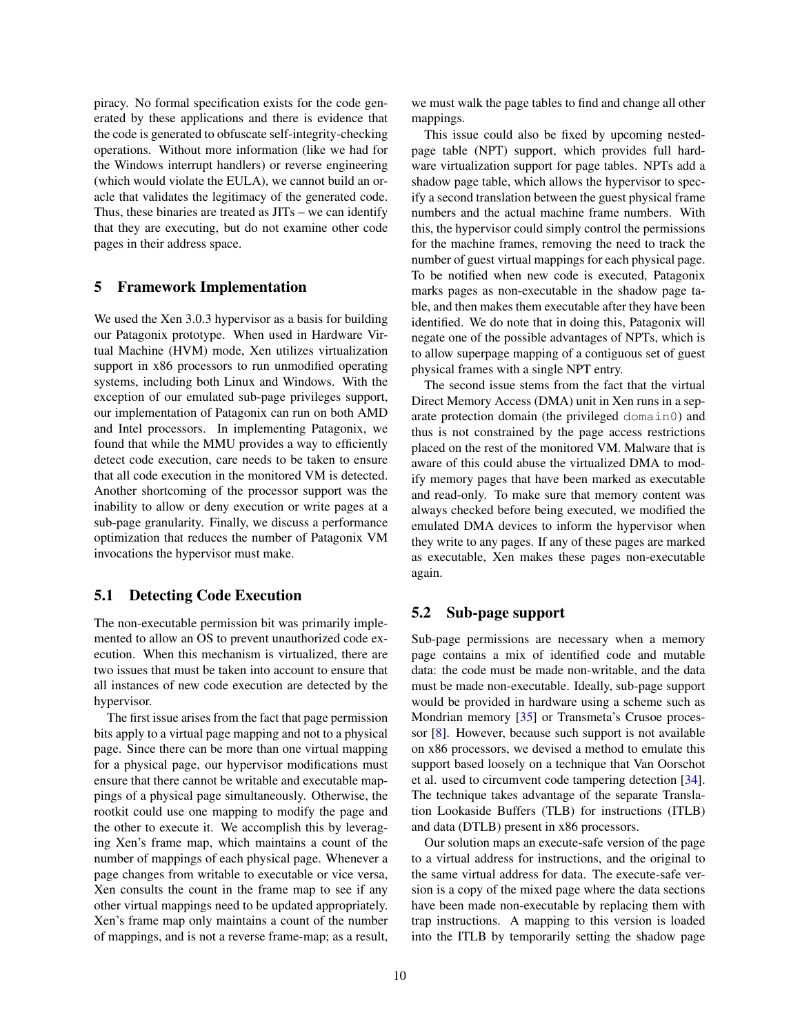piracy. No formal specification exists for the code generated by these applications and there is evidence that the code is generated to obfuscate self-integrity-checking operations. Without more information (like we had for the Windows interrupt handlers) or reverse engineering (which would violate the EULA), we cannot build an oracle that validates the legitimacy of the generated code. Thus, these binaries are treated as JITs – we can identify that they are executing, but do not examine other code pages in their address space.

## 5 Framework Implementation

We used the Xen 3.0.3 hypervisor as a basis for building our Patagonix prototype. When used in Hardware Virtual Machine (HVM) mode, Xen utilizes virtualization support in x86 processors to run unmodified operating systems, including both Linux and Windows. With the exception of our emulated sub-page privileges support, our implementation of Patagonix can run on both AMD and Intel processors. In implementing Patagonix, we found that while the MMU provides a way to efficiently detect code execution, care needs to be taken to ensure that all code execution in the monitored VM is detected. Another shortcoming of the processor support was the inability to allow or deny execution or write pages at a sub-page granularity. Finally, we discuss a performance optimization that reduces the number of Patagonix VM invocations the hypervisor must make.

### 5.1 Detecting Code Execution

The non-executable permission bit was primarily implemented to allow an OS to prevent unauthorized code execution. When this mechanism is virtualized, there are two issues that must be taken into account to ensure that all instances of new code execution are detected by the hypervisor.

The first issue arises from the fact that page permission bits apply to a virtual page mapping and not to a physical page. Since there can be more than one virtual mapping for a physical page, our hypervisor modifications must ensure that there cannot be writable and executable mappings of a physical page simultaneously. Otherwise, the rootkit could use one mapping to modify the page and the other to execute it. We accomplish this by leveraging Xen's frame map, which maintains a count of the number of mappings of each physical page. Whenever a page changes from writable to executable or vice versa, Xen consults the count in the frame map to see if any other virtual mappings need to be updated appropriately. Xen's frame map only maintains a count of the number of mappings, and is not a reverse frame-map; as a result, we must walk the page tables to find and change all other mappings.

This issue could also be fixed by upcoming nested-page table (NPT) support, which provides full hardware virtualization support for page tables. NPTs add a shadow page table, which allows the hypervisor to specify a second translation between the guest physical frame numbers and the actual machine frame numbers. With this, the hypervisor could simply control the permissions for the machine frames, removing the need to track the number of guest virtual mappings for each physical page. To be notified when new code is executed, Patagonix marks pages as non-executable in the shadow page table, and then makes them executable after they have been identified. We do note that in doing this, Patagonix will negate one of the possible advantages of NPTs, which is to allow superpage mapping of a contiguous set of guest physical frames with a single NPT entry.

The second issue stems from the fact that the virtual Direct Memory Access (DMA) unit in Xen runs in a separate protection domain (the privileged `domain0`) and thus is not constrained by the page access restrictions placed on the rest of the monitored VM. Malware that is aware of this could abuse the virtualized DMA to modify memory pages that have been marked as executable and read-only. To make sure that memory content was always checked before being executed, we modified the emulated DMA devices to inform the hypervisor when they write to any pages. If any of these pages are marked as executable, Xen makes these pages non-executable again.

### 5.2 Sub-page support

Sub-page permissions are necessary when a memory page contains a mix of identified code and mutable data: the code must be made non-writable, and the data must be made non-executable. Ideally, sub-page support would be provided in hardware using a scheme such as Mondrian memory [35] or Transmeta's Crusoe processor [8]. However, because such support is not available on x86 processors, we devised a method to emulate this support based loosely on a technique that Van Oorschot et al. used to circumvent code tampering detection [34]. The technique takes advantage of the separate Translation Lookaside Buffers (TLB) for instructions (ITLB) and data (DTLB) present in x86 processors.

Our solution maps an execute-safe version of the page to a virtual address for instructions, and the original to the same virtual address for data. The execute-safe version is a copy of the mixed page where the data sections have been made non-executable by replacing them with trap instructions. A mapping to this version is loaded into the ITLB by temporarily setting the shadow page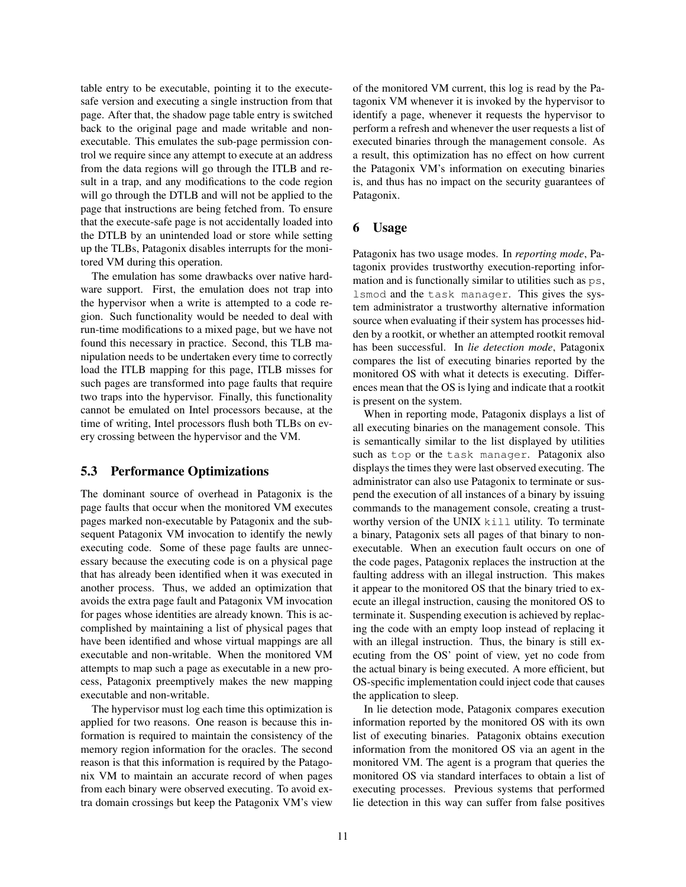table entry to be executable, pointing it to the execute-safe version and executing a single instruction from that page. After that, the shadow page table entry is switched back to the original page and made writable and non-executable. This emulates the sub-page permission control we require since any attempt to execute at an address from the data regions will go through the ITLB and result in a trap, and any modifications to the code region will go through the DTLB and will not be applied to the page that instructions are being fetched from. To ensure that the execute-safe page is not accidentally loaded into the DTLB by an unintended load or store while setting up the TLBs, Patagonix disables interrupts for the monitored VM during this operation.

The emulation has some drawbacks over native hardware support. First, the emulation does not trap into the hypervisor when a write is attempted to a code region. Such functionality would be needed to deal with run-time modifications to a mixed page, but we have not found this necessary in practice. Second, this TLB manipulation needs to be undertaken every time to correctly load the ITLB mapping for this page, ITLB misses for such pages are transformed into page faults that require two traps into the hypervisor. Finally, this functionality cannot be emulated on Intel processors because, at the time of writing, Intel processors flush both TLBs on every crossing between the hypervisor and the VM.

### 5.3 Performance Optimizations

The dominant source of overhead in Patagonix is the page faults that occur when the monitored VM executes pages marked non-executable by Patagonix and the subsequent Patagonix VM invocation to identify the newly executing code. Some of these page faults are unnecessary because the executing code is on a physical page that has already been identified when it was executed in another process. Thus, we added an optimization that avoids the extra page fault and Patagonix VM invocation for pages whose identities are already known. This is accomplished by maintaining a list of physical pages that have been identified and whose virtual mappings are all executable and non-writable. When the monitored VM attempts to map such a page as executable in a new process, Patagonix preemptively makes the new mapping executable and non-writable.

The hypervisor must log each time this optimization is applied for two reasons. One reason is because this information is required to maintain the consistency of the memory region information for the oracles. The second reason is that this information is required by the Patagonix VM to maintain an accurate record of when pages from each binary were observed executing. To avoid extra domain crossings but keep the Patagonix VM's view of the monitored VM current, this log is read by the Patagonix VM whenever it is invoked by the hypervisor to identify a page, whenever it requests the hypervisor to perform a refresh and whenever the user requests a list of executed binaries through the management console. As a result, this optimization has no effect on how current the Patagonix VM's information on executing binaries is, and thus has no impact on the security guarantees of Patagonix.

## 6 Usage

Patagonix has two usage modes. In *reporting mode*, Patagonix provides trustworthy execution-reporting information and is functionally similar to utilities such as `ps`, `lsmod` and the `task manager`. This gives the system administrator a trustworthy alternative information source when evaluating if their system has processes hidden by a rootkit, or whether an attempted rootkit removal has been successful. In *lie detection mode*, Patagonix compares the list of executing binaries reported by the monitored OS with what it detects is executing. Differences mean that the OS is lying and indicate that a rootkit is present on the system.

When in reporting mode, Patagonix displays a list of all executing binaries on the management console. This is semantically similar to the list displayed by utilities such as `top` or the `task manager`. Patagonix also displays the times they were last observed executing. The administrator can also use Patagonix to terminate or suspend the execution of all instances of a binary by issuing commands to the management console, creating a trustworthy version of the UNIX `kill` utility. To terminate a binary, Patagonix sets all pages of that binary to non-executable. When an execution fault occurs on one of the code pages, Patagonix replaces the instruction at the faulting address with an illegal instruction. This makes it appear to the monitored OS that the binary tried to execute an illegal instruction, causing the monitored OS to terminate it. Suspending execution is achieved by replacing the code with an empty loop instead of replacing it with an illegal instruction. Thus, the binary is still executing from the OS' point of view, yet no code from the actual binary is being executed. A more efficient, but OS-specific implementation could inject code that causes the application to sleep.

In lie detection mode, Patagonix compares execution information reported by the monitored OS with its own list of executing binaries. Patagonix obtains execution information from the monitored OS via an agent in the monitored VM. The agent is a program that queries the monitored OS via standard interfaces to obtain a list of executing processes. Previous systems that performed lie detection in this way can suffer from false positives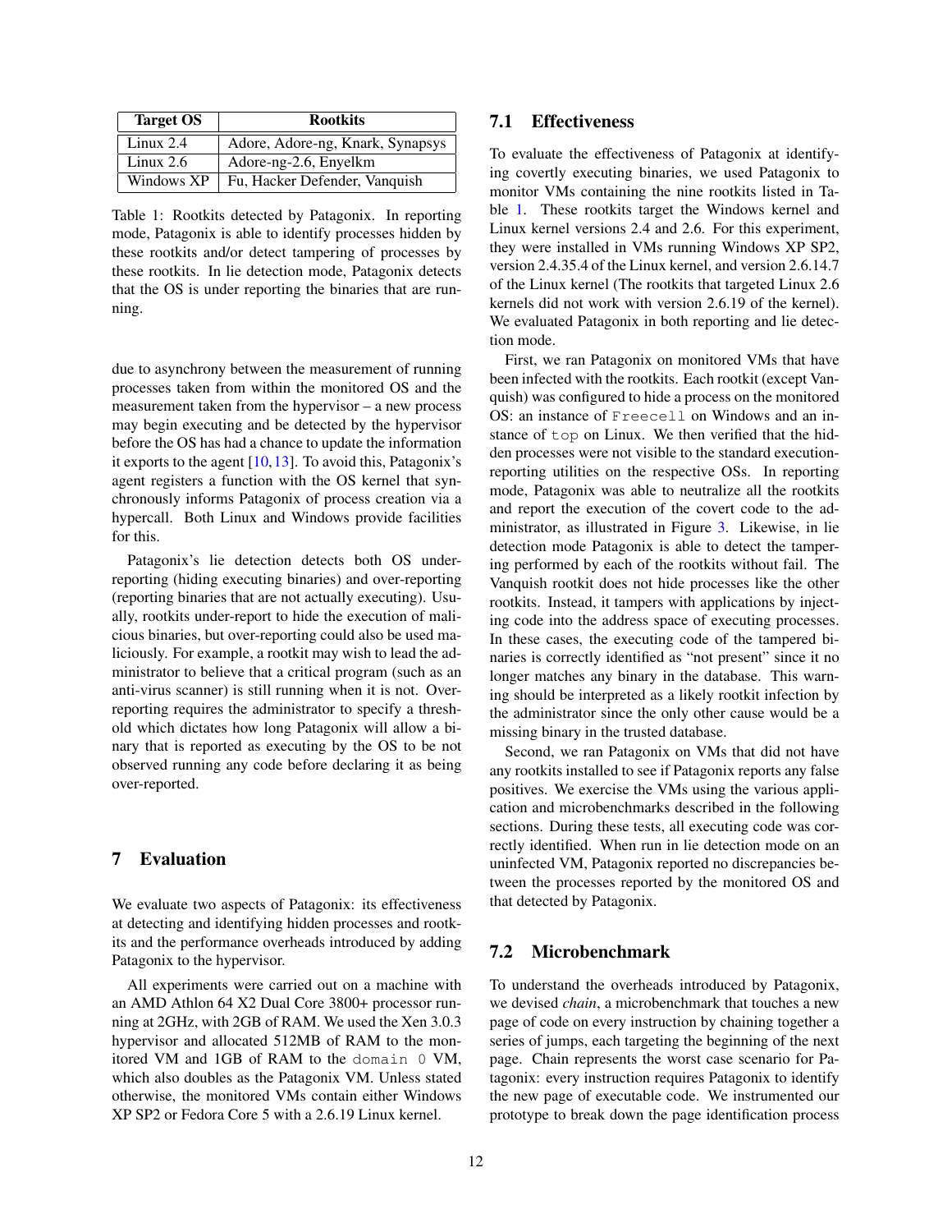| Target OS | Rootkits |
|---|---|
| Linux 2.4 | Adore, Adore-ng, Knark, Synapsys |
| Linux 2.6 | Adore-ng-2.6, Enyelkm |
| Windows XP | Fu, Hacker Defender, Vanquish |

Table 1: Rootkits detected by Patagonix. In reporting mode, Patagonix is able to identify processes hidden by these rootkits and/or detect tampering of processes by these rootkits. In lie detection mode, Patagonix detects that the OS is under reporting the binaries that are running.

due to asynchrony between the measurement of running processes taken from within the monitored OS and the measurement taken from the hypervisor – a new process may begin executing and be detected by the hypervisor before the OS has had a chance to update the information it exports to the agent [10,13]. To avoid this, Patagonix's agent registers a function with the OS kernel that synchronously informs Patagonix of process creation via a hypercall. Both Linux and Windows provide facilities for this.

Patagonix's lie detection detects both OS under-reporting (hiding executing binaries) and over-reporting (reporting binaries that are not actually executing). Usually, rootkits under-report to hide the execution of malicious binaries, but over-reporting could also be used maliciously. For example, a rootkit may wish to lead the administrator to believe that a critical program (such as an anti-virus scanner) is still running when it is not. Over-reporting requires the administrator to specify a threshold which dictates how long Patagonix will allow a binary that is reported as executing by the OS to be not observed running any code before declaring it as being over-reported.

## 7 Evaluation

We evaluate two aspects of Patagonix: its effectiveness at detecting and identifying hidden processes and rootkits and the performance overheads introduced by adding Patagonix to the hypervisor.

All experiments were carried out on a machine with an AMD Athlon 64 X2 Dual Core 3800+ processor running at 2GHz, with 2GB of RAM. We used the Xen 3.0.3 hypervisor and allocated 512MB of RAM to the monitored VM and 1GB of RAM to the `domain 0` VM, which also doubles as the Patagonix VM. Unless stated otherwise, the monitored VMs contain either Windows XP SP2 or Fedora Core 5 with a 2.6.19 Linux kernel.

### 7.1 Effectiveness

To evaluate the effectiveness of Patagonix at identifying covertly executing binaries, we used Patagonix to monitor VMs containing the nine rootkits listed in Table 1. These rootkits target the Windows kernel and Linux kernel versions 2.4 and 2.6. For this experiment, they were installed in VMs running Windows XP SP2, version 2.4.35.4 of the Linux kernel, and version 2.6.14.7 of the Linux kernel (The rootkits that targeted Linux 2.6 kernels did not work with version 2.6.19 of the kernel). We evaluated Patagonix in both reporting and lie detection mode.

First, we ran Patagonix on monitored VMs that have been infected with the rootkits. Each rootkit (except Vanquish) was configured to hide a process on the monitored OS: an instance of `Freecell` on Windows and an instance of `top` on Linux. We then verified that the hidden processes were not visible to the standard execution-reporting utilities on the respective OSs. In reporting mode, Patagonix was able to neutralize all the rootkits and report the execution of the covert code to the administrator, as illustrated in Figure 3. Likewise, in lie detection mode Patagonix is able to detect the tampering performed by each of the rootkits without fail. The Vanquish rootkit does not hide processes like the other rootkits. Instead, it tampers with applications by injecting code into the address space of executing processes. In these cases, the executing code of the tampered binaries is correctly identified as "not present" since it no longer matches any binary in the database. This warning should be interpreted as a likely rootkit infection by the administrator since the only other cause would be a missing binary in the trusted database.

Second, we ran Patagonix on VMs that did not have any rootkits installed to see if Patagonix reports any false positives. We exercise the VMs using the various application and microbenchmarks described in the following sections. During these tests, all executing code was correctly identified. When run in lie detection mode on an uninfected VM, Patagonix reported no discrepancies between the processes reported by the monitored OS and that detected by Patagonix.

### 7.2 Microbenchmark

To understand the overheads introduced by Patagonix, we devised *chain*, a microbenchmark that touches a new page of code on every instruction by chaining together a series of jumps, each targeting the beginning of the next page. Chain represents the worst case scenario for Patagonix: every instruction requires Patagonix to identify the new page of executable code. We instrumented our prototype to break down the page identification process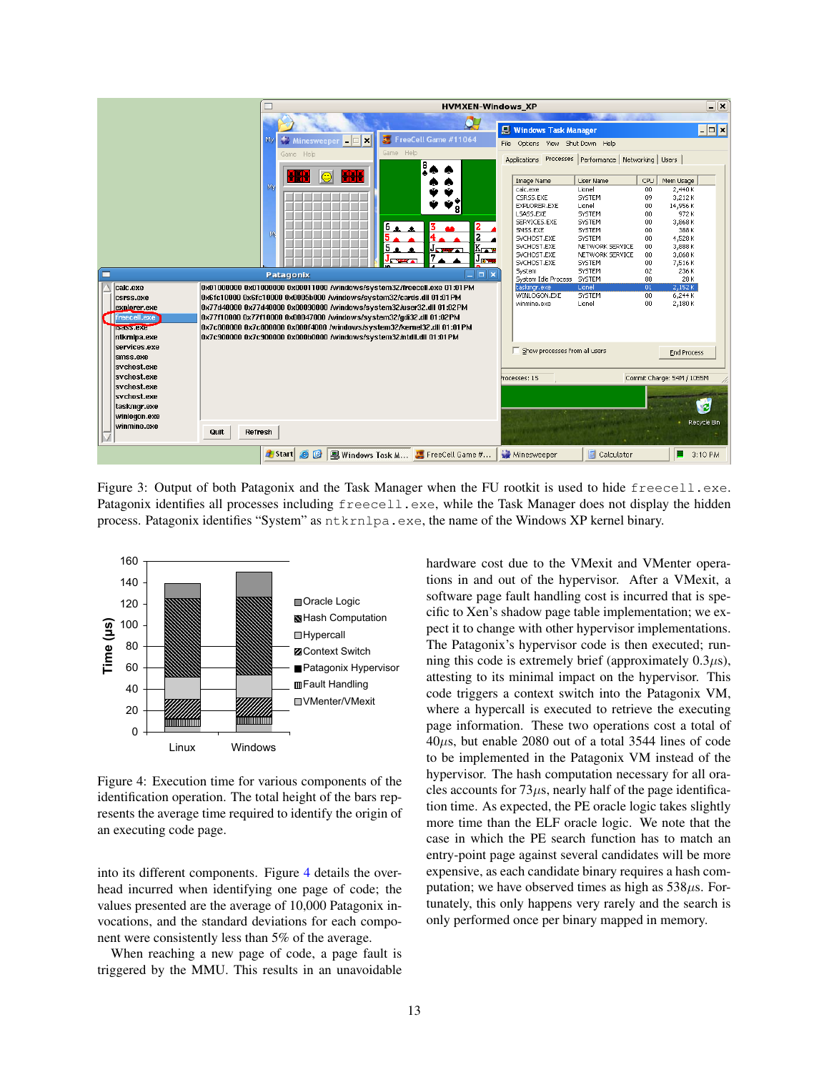Figure 3: Output of both Patagonix and the Task Manager when the FU rootkit is used to hide `freecell.exe`. Patagonix identifies all processes including `freecell.exe`, while the Task Manager does not display the hidden process. Patagonix identifies “System” as `ntkrnlpa.exe`, the name of the Windows XP kernel binary.

Figure 4: Execution time for various components of the identification operation. The total height of the bars represents the average time required to identify the origin of an executing code page.

into its different components. Figure 4 details the overhead incurred when identifying one page of code; the values presented are the average of 10,000 Patagonix invocations, and the standard deviations for each component were consistently less than 5% of the average.

When reaching a new page of code, a page fault is triggered by the MMU. This results in an unavoidable hardware cost due to the VMexit and VMenter operations in and out of the hypervisor. After a VMexit, a software page fault handling cost is incurred that is specific to Xen’s shadow page table implementation; we expect it to change with other hypervisor implementations. The Patagonix’s hypervisor code is then executed; running this code is extremely brief (approximately $0.3\mu s$), attesting to its minimal impact on the hypervisor. This code triggers a context switch into the Patagonix VM, where a hypercall is executed to retrieve the executing page information. These two operations cost a total of $40\mu s$, but enable 2080 out of a total 3544 lines of code to be implemented in the Patagonix VM instead of the hypervisor. The hash computation necessary for all oracles accounts for $73\mu s$, nearly half of the page identification time. As expected, the PE oracle logic takes slightly more time than the ELF oracle logic. We note that the case in which the PE search function has to match an entry-point page against several candidates will be more expensive, as each candidate binary requires a hash computation; we have observed times as high as $538\mu s$. Fortunately, this only happens very rarely and the search is only performed once per binary mapped in memory.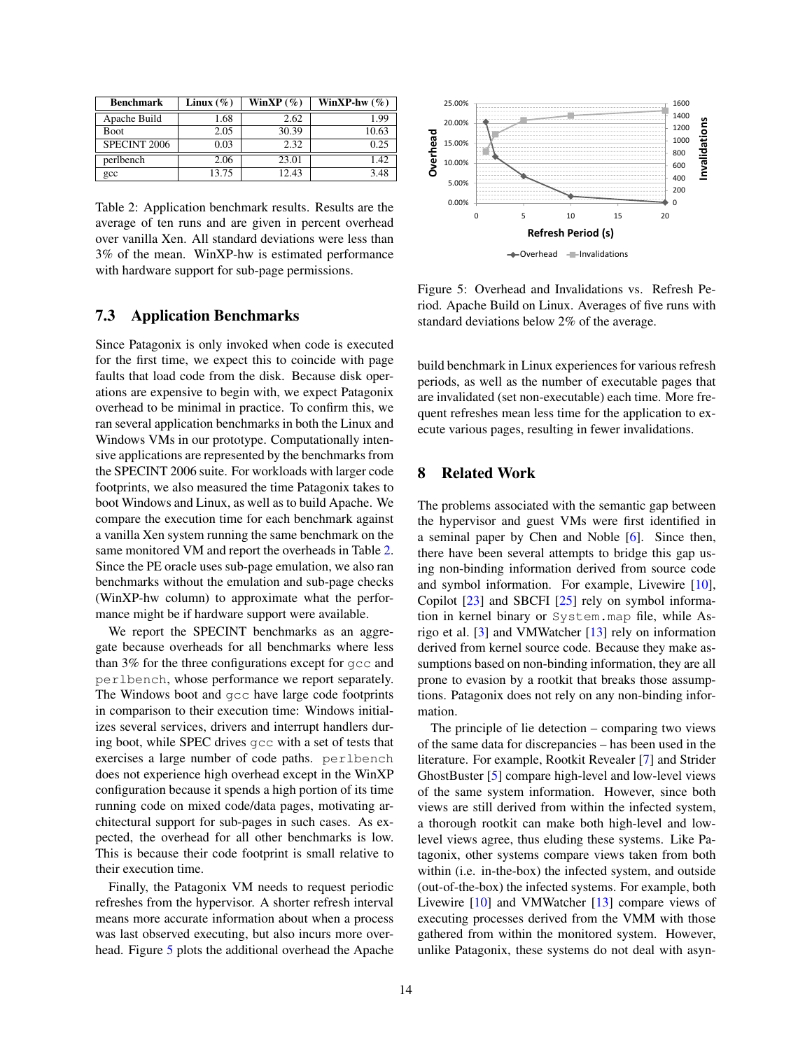| Benchmark | Linux (%) | WinXP (%) | WinXP-hw (%) |
|---|---|---|---|
| Apache Build | 1.68 | 2.62 | 1.99 |
| Boot | 2.05 | 30.39 | 10.63 |
| SPECINT 2006 | 0.03 | 2.32 | 0.25 |
| perlbench | 2.06 | 23.01 | 1.42 |
| gcc | 13.75 | 12.43 | 3.48 |

Table 2: Application benchmark results. Results are the average of ten runs and are given in percent overhead over vanilla Xen. All standard deviations were less than 3% of the mean. WinXP-hw is estimated performance with hardware support for sub-page permissions.

### 7.3 Application Benchmarks

Since Patagonix is only invoked when code is executed for the first time, we expect this to coincide with page faults that load code from the disk. Because disk operations are expensive to begin with, we expect Patagonix overhead to be minimal in practice. To confirm this, we ran several application benchmarks in both the Linux and Windows VMs in our prototype. Computationally intensive applications are represented by the benchmarks from the SPECINT 2006 suite. For workloads with larger code footprints, we also measured the time Patagonix takes to boot Windows and Linux, as well as to build Apache. We compare the execution time for each benchmark against a vanilla Xen system running the same benchmark on the same monitored VM and report the overheads in Table 2. Since the PE oracle uses sub-page emulation, we also ran benchmarks without the emulation and sub-page checks (WinXP-hw column) to approximate what the performance might be if hardware support were available.

We report the SPECINT benchmarks as an aggregate because overheads for all benchmarks where less than 3% for the three configurations except for `gcc` and `perlbench`, whose performance we report separately. The Windows boot and `gcc` have large code footprints in comparison to their execution time: Windows initializes several services, drivers and interrupt handlers during boot, while SPEC drives `gcc` with a set of tests that exercises a large number of code paths. `perlbench` does not experience high overhead except in the WinXP configuration because it spends a high portion of its time running code on mixed code/data pages, motivating architectural support for sub-pages in such cases. As expected, the overhead for all other benchmarks is low. This is because their code footprint is small relative to their execution time.

Finally, the Patagonix VM needs to request periodic refreshes from the hypervisor. A shorter refresh interval means more accurate information about when a process was last observed executing, but also incurs more overhead. Figure 5 plots the additional overhead the Apache build benchmark in Linux experiences for various refresh periods, as well as the number of executable pages that are invalidated (set non-executable) each time. More frequent refreshes mean less time for the application to execute various pages, resulting in fewer invalidations.

Figure 5: Overhead and Invalidations vs. Refresh Period. Apache Build on Linux. Averages of five runs with standard deviations below 2% of the average.

## 8 Related Work

The problems associated with the semantic gap between the hypervisor and guest VMs were first identified in a seminal paper by Chen and Noble [6]. Since then, there have been several attempts to bridge this gap using non-binding information derived from source code and symbol information. For example, Livewire [10], Copilot [23] and SBCFI [25] rely on symbol information in kernel binary or `System.map` file, while Asrigo et al. [3] and VMWatcher [13] rely on information derived from kernel source code. Because they make assumptions based on non-binding information, they are all prone to evasion by a rootkit that breaks those assumptions. Patagonix does not rely on any non-binding information.

The principle of lie detection – comparing two views of the same data for discrepancies – has been used in the literature. For example, Rootkit Revealer [7] and Strider GhostBuster [5] compare high-level and low-level views of the same system information. However, since both views are still derived from within the infected system, a thorough rootkit can make both high-level and low-level views agree, thus eluding these systems. Like Patagonix, other systems compare views taken from both within (i.e. in-the-box) the infected system, and outside (out-of-the-box) the infected systems. For example, both Livewire [10] and VMWatcher [13] compare views of executing processes derived from the VMM with those gathered from within the monitored system. However, unlike Patagonix, these systems do not deal with asyn-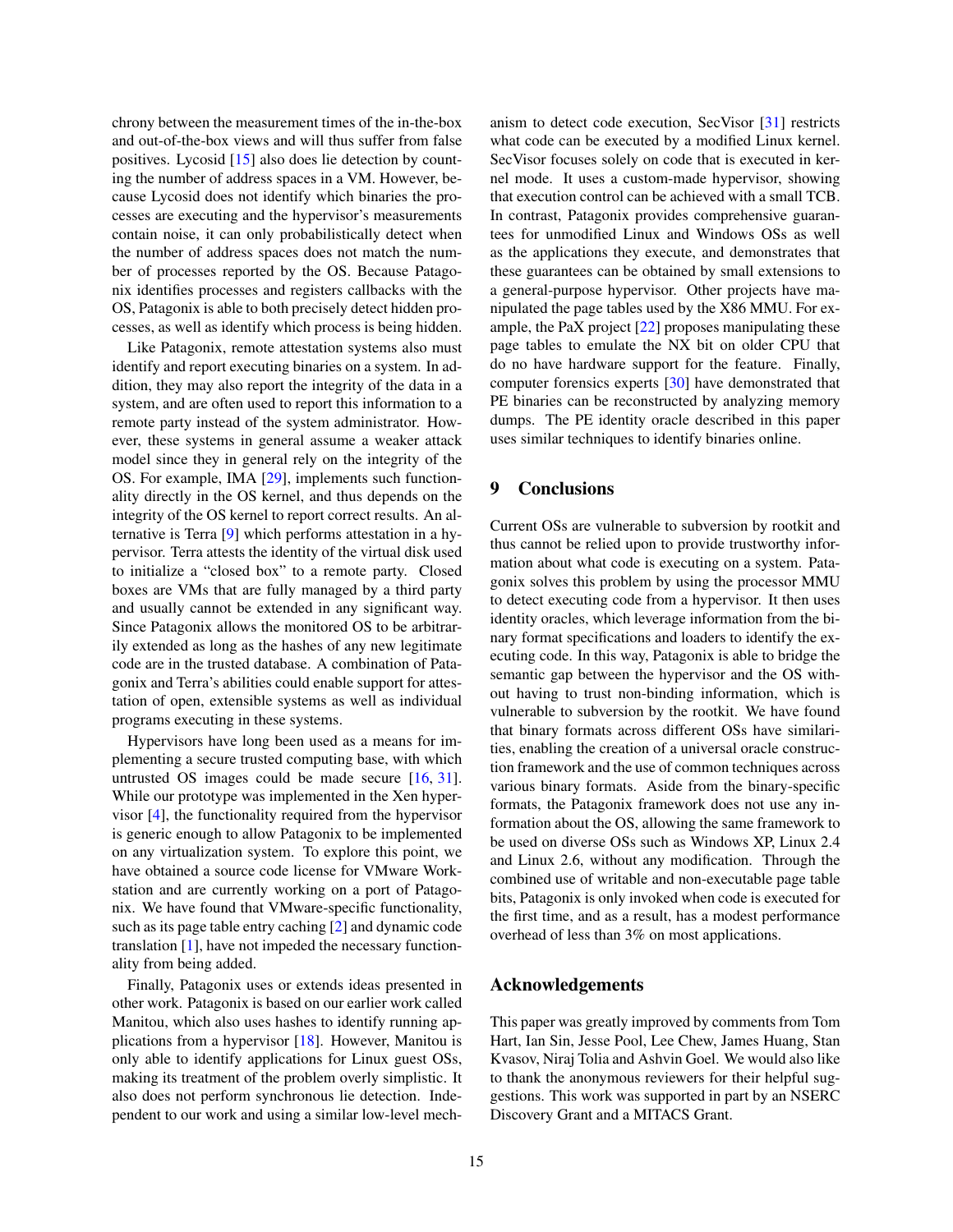chrony between the measurement times of the in-the-box and out-of-the-box views and will thus suffer from false positives. Lycosid [15] also does lie detection by counting the number of address spaces in a VM. However, because Lycosid does not identify which binaries the processes are executing and the hypervisor's measurements contain noise, it can only probabilistically detect when the number of address spaces does not match the number of processes reported by the OS. Because Patagonix identifies processes and registers callbacks with the OS, Patagonix is able to both precisely detect hidden processes, as well as identify which process is being hidden.

Like Patagonix, remote attestation systems also must identify and report executing binaries on a system. In addition, they may also report the integrity of the data in a system, and are often used to report this information to a remote party instead of the system administrator. However, these systems in general assume a weaker attack model since they in general rely on the integrity of the OS. For example, IMA [29], implements such functionality directly in the OS kernel, and thus depends on the integrity of the OS kernel to report correct results. An alternative is Terra [9] which performs attestation in a hypervisor. Terra attests the identity of the virtual disk used to initialize a "closed box" to a remote party. Closed boxes are VMs that are fully managed by a third party and usually cannot be extended in any significant way. Since Patagonix allows the monitored OS to be arbitrarily extended as long as the hashes of any new legitimate code are in the trusted database. A combination of Patagonix and Terra's abilities could enable support for attestation of open, extensible systems as well as individual programs executing in these systems.

Hypervisors have long been used as a means for implementing a secure trusted computing base, with which untrusted OS images could be made secure [16, 31]. While our prototype was implemented in the Xen hypervisor [4], the functionality required from the hypervisor is generic enough to allow Patagonix to be implemented on any virtualization system. To explore this point, we have obtained a source code license for VMware Workstation and are currently working on a port of Patagonix. We have found that VMware-specific functionality, such as its page table entry caching [2] and dynamic code translation [1], have not impeded the necessary functionality from being added.

Finally, Patagonix uses or extends ideas presented in other work. Patagonix is based on our earlier work called Manitou, which also uses hashes to identify running applications from a hypervisor [18]. However, Manitou is only able to identify applications for Linux guest OSs, making its treatment of the problem overly simplistic. It also does not perform synchronous lie detection. Independent to our work and using a similar low-level mechanism to detect code execution, SecVisor [31] restricts what code can be executed by a modified Linux kernel. SecVisor focuses solely on code that is executed in kernel mode. It uses a custom-made hypervisor, showing that execution control can be achieved with a small TCB. In contrast, Patagonix provides comprehensive guarantees for unmodified Linux and Windows OSs as well as the applications they execute, and demonstrates that these guarantees can be obtained by small extensions to a general-purpose hypervisor. Other projects have manipulated the page tables used by the X86 MMU. For example, the PaX project [22] proposes manipulating these page tables to emulate the NX bit on older CPU that do no have hardware support for the feature. Finally, computer forensics experts [30] have demonstrated that PE binaries can be reconstructed by analyzing memory dumps. The PE identity oracle described in this paper uses similar techniques to identify binaries online.

## 9 Conclusions

Current OSs are vulnerable to subversion by rootkit and thus cannot be relied upon to provide trustworthy information about what code is executing on a system. Patagonix solves this problem by using the processor MMU to detect executing code from a hypervisor. It then uses identity oracles, which leverage information from the binary format specifications and loaders to identify the executing code. In this way, Patagonix is able to bridge the semantic gap between the hypervisor and the OS without having to trust non-binding information, which is vulnerable to subversion by the rootkit. We have found that binary formats across different OSs have similarities, enabling the creation of a universal oracle construction framework and the use of common techniques across various binary formats. Aside from the binary-specific formats, the Patagonix framework does not use any information about the OS, allowing the same framework to be used on diverse OSs such as Windows XP, Linux 2.4 and Linux 2.6, without any modification. Through the combined use of writable and non-executable page table bits, Patagonix is only invoked when code is executed for the first time, and as a result, has a modest performance overhead of less than 3% on most applications.

## Acknowledgements

This paper was greatly improved by comments from Tom Hart, Ian Sin, Jesse Pool, Lee Chew, James Huang, Stan Kvasov, Niraj Tolia and Ashvin Goel. We would also like to thank the anonymous reviewers for their helpful suggestions. This work was supported in part by an NSERC Discovery Grant and a MITACS Grant.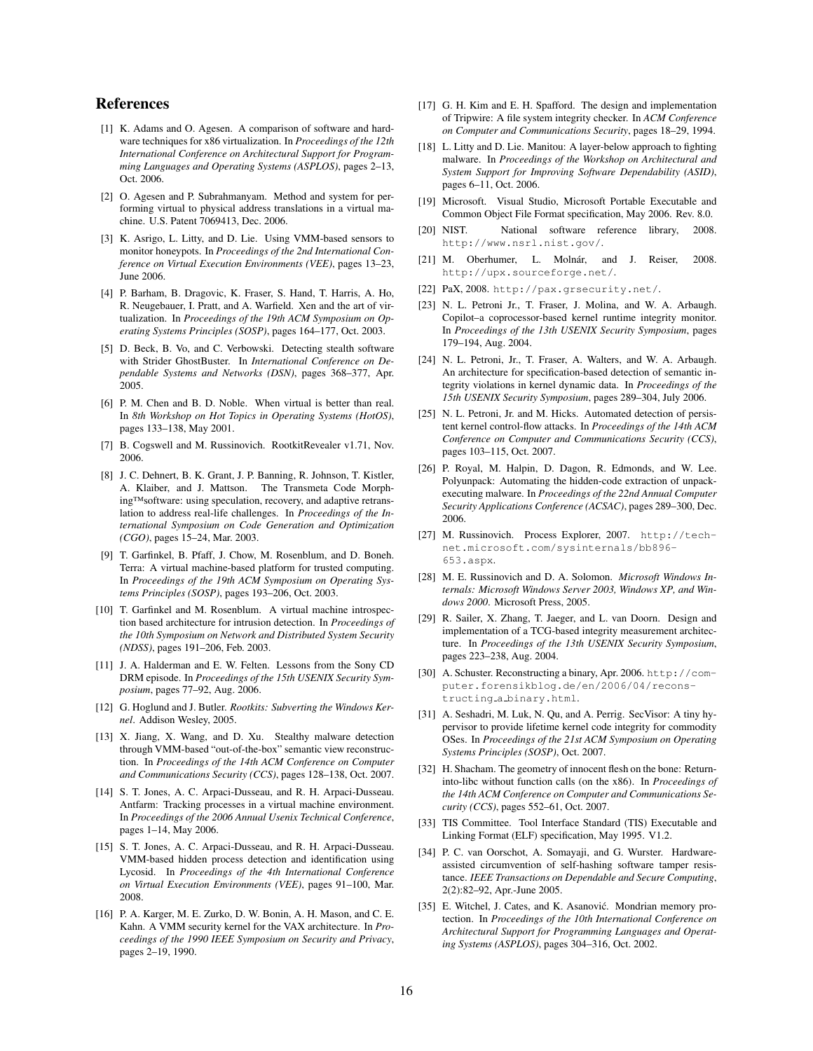## References

[1] K. Adams and O. Agesen. A comparison of software and hardware techniques for x86 virtualization. In *Proceedings of the 12th International Conference on Architectural Support for Programming Languages and Operating Systems (ASPLOS)*, pages 2–13, Oct. 2006.

[2] O. Agesen and P. Subrahmanyam. Method and system for performing virtual to physical address translations in a virtual machine. U.S. Patent 7069413, Dec. 2006.

[3] K. Asrigo, L. Litty, and D. Lie. Using VMM-based sensors to monitor honeypots. In *Proceedings of the 2nd International Conference on Virtual Execution Environments (VEE)*, pages 13–23, June 2006.

[4] P. Barham, B. Dragovic, K. Fraser, S. Hand, T. Harris, A. Ho, R. Neugebauer, I. Pratt, and A. Warfield. Xen and the art of virtualization. In *Proceedings of the 19th ACM Symposium on Operating Systems Principles (SOSP)*, pages 164–177, Oct. 2003.

[5] D. Beck, B. Vo, and C. Verbowski. Detecting stealth software with Strider GhostBuster. In *International Conference on Dependable Systems and Networks (DSN)*, pages 368–377, Apr. 2005.

[6] P. M. Chen and B. D. Noble. When virtual is better than real. In *8th Workshop on Hot Topics in Operating Systems (HotOS)*, pages 133–138, May 2001.

[7] B. Cogswell and M. Russinovich. RootkitRevealer v1.71, Nov. 2006.

[8] J. C. Dehnert, B. K. Grant, J. P. Banning, R. Johnson, T. Kistler, A. Klaiber, and J. Mattson. The Transmeta Code Morphing™software: using speculation, recovery, and adaptive retranslation to address real-life challenges. In *Proceedings of the International Symposium on Code Generation and Optimization (CGO)*, pages 15–24, Mar. 2003.

[9] T. Garfinkel, B. Pfaff, J. Chow, M. Rosenblum, and D. Boneh. Terra: A virtual machine-based platform for trusted computing. In *Proceedings of the 19th ACM Symposium on Operating Systems Principles (SOSP)*, pages 193–206, Oct. 2003.

[10] T. Garfinkel and M. Rosenblum. A virtual machine introspection based architecture for intrusion detection. In *Proceedings of the 10th Symposium on Network and Distributed System Security (NDSS)*, pages 191–206, Feb. 2003.

[11] J. A. Halderman and E. W. Felten. Lessons from the Sony CD DRM episode. In *Proceedings of the 15th USENIX Security Symposium*, pages 77–92, Aug. 2006.

[12] G. Hoglund and J. Butler. *Rootkits: Subverting the Windows Kernel*. Addison Wesley, 2005.

[13] X. Jiang, X. Wang, and D. Xu. Stealthy malware detection through VMM-based "out-of-the-box" semantic view reconstruction. In *Proceedings of the 14th ACM Conference on Computer and Communications Security (CCS)*, pages 128–138, Oct. 2007.

[14] S. T. Jones, A. C. Arpaci-Dusseau, and R. H. Arpaci-Dusseau. Antfarm: Tracking processes in a virtual machine environment. In *Proceedings of the 2006 Annual Usenix Technical Conference*, pages 1–14, May 2006.

[15] S. T. Jones, A. C. Arpaci-Dusseau, and R. H. Arpaci-Dusseau. VMM-based hidden process detection and identification using Lycosid. In *Proceedings of the 4th International Conference on Virtual Execution Environments (VEE)*, pages 91–100, Mar. 2008.

[16] P. A. Karger, M. E. Zurko, D. W. Bonin, A. H. Mason, and C. E. Kahn. A VMM security kernel for the VAX architecture. In *Proceedings of the 1990 IEEE Symposium on Security and Privacy*, pages 2–19, 1990.

[17] G. H. Kim and E. H. Spafford. The design and implementation of Tripwire: A file system integrity checker. In *ACM Conference on Computer and Communications Security*, pages 18–29, 1994.

[18] L. Litty and D. Lie. Manitou: A layer-below approach to fighting malware. In *Proceedings of the Workshop on Architectural and System Support for Improving Software Dependability (ASID)*, pages 6–11, Oct. 2006.

[19] Microsoft. Visual Studio, Microsoft Portable Executable and Common Object File Format specification, May 2006. Rev. 8.0.

[20] NIST. National software reference library, 2008. http://www.nsrl.nist.gov/.

[21] M. Oberhumer, L. Molnár, and J. Reiser, 2008. http://upx.sourceforge.net/.

[22] PaX, 2008. http://pax.grsecurity.net/.

[23] N. L. Petroni Jr., T. Fraser, J. Molina, and W. A. Arbaugh. Copilot–a coprocessor-based kernel runtime integrity monitor. In *Proceedings of the 13th USENIX Security Symposium*, pages 179–194, Aug. 2004.

[24] N. L. Petroni, Jr., T. Fraser, A. Walters, and W. A. Arbaugh. An architecture for specification-based detection of semantic integrity violations in kernel dynamic data. In *Proceedings of the 15th USENIX Security Symposium*, pages 289–304, July 2006.

[25] N. L. Petroni, Jr. and M. Hicks. Automated detection of persistent kernel control-flow attacks. In *Proceedings of the 14th ACM Conference on Computer and Communications Security (CCS)*, pages 103–115, Oct. 2007.

[26] P. Royal, M. Halpin, D. Dagon, R. Edmonds, and W. Lee. Polyunpack: Automating the hidden-code extraction of unpack-executing malware. In *Proceedings of the 22nd Annual Computer Security Applications Conference (ACSAC)*, pages 289–300, Dec. 2006.

[27] M. Russinovich. Process Explorer, 2007. http://technet.microsoft.com/sysinternals/bb896-653.aspx.

[28] M. E. Russinovich and D. A. Solomon. *Microsoft Windows Internals: Microsoft Windows Server 2003, Windows XP, and Windows 2000*. Microsoft Press, 2005.

[29] R. Sailer, X. Zhang, T. Jaeger, and L. van Doorn. Design and implementation of a TCG-based integrity measurement architecture. In *Proceedings of the 13th USENIX Security Symposium*, pages 223–238, Aug. 2004.

[30] A. Schuster. Reconstructing a binary, Apr. 2006. http://computer.forensikblog.de/en/2006/04/reconstructing_a_binary.html.

[31] A. Seshadri, M. Luk, N. Qu, and A. Perrig. SecVisor: A tiny hypervisor to provide lifetime kernel code integrity for commodity OSes. In *Proceedings of the 21st ACM Symposium on Operating Systems Principles (SOSP)*, Oct. 2007.

[32] H. Shacham. The geometry of innocent flesh on the bone: Return-into-libc without function calls (on the x86). In *Proceedings of the 14th ACM Conference on Computer and Communications Security (CCS)*, pages 552–61, Oct. 2007.

[33] TIS Committee. Tool Interface Standard (TIS) Executable and Linking Format (ELF) specification, May 1995. V1.2.

[34] P. C. van Oorschot, A. Somayaji, and G. Wurster. Hardware-assisted circumvention of self-hashing software tamper resistance. *IEEE Transactions on Dependable and Secure Computing*, 2(2):82–92, Apr.-June 2005.

[35] E. Witchel, J. Cates, and K. Asanović. Mondrian memory protection. In *Proceedings of the 10th International Conference on Architectural Support for Programming Languages and Operating Systems (ASPLOS)*, pages 304–316, Oct. 2002.